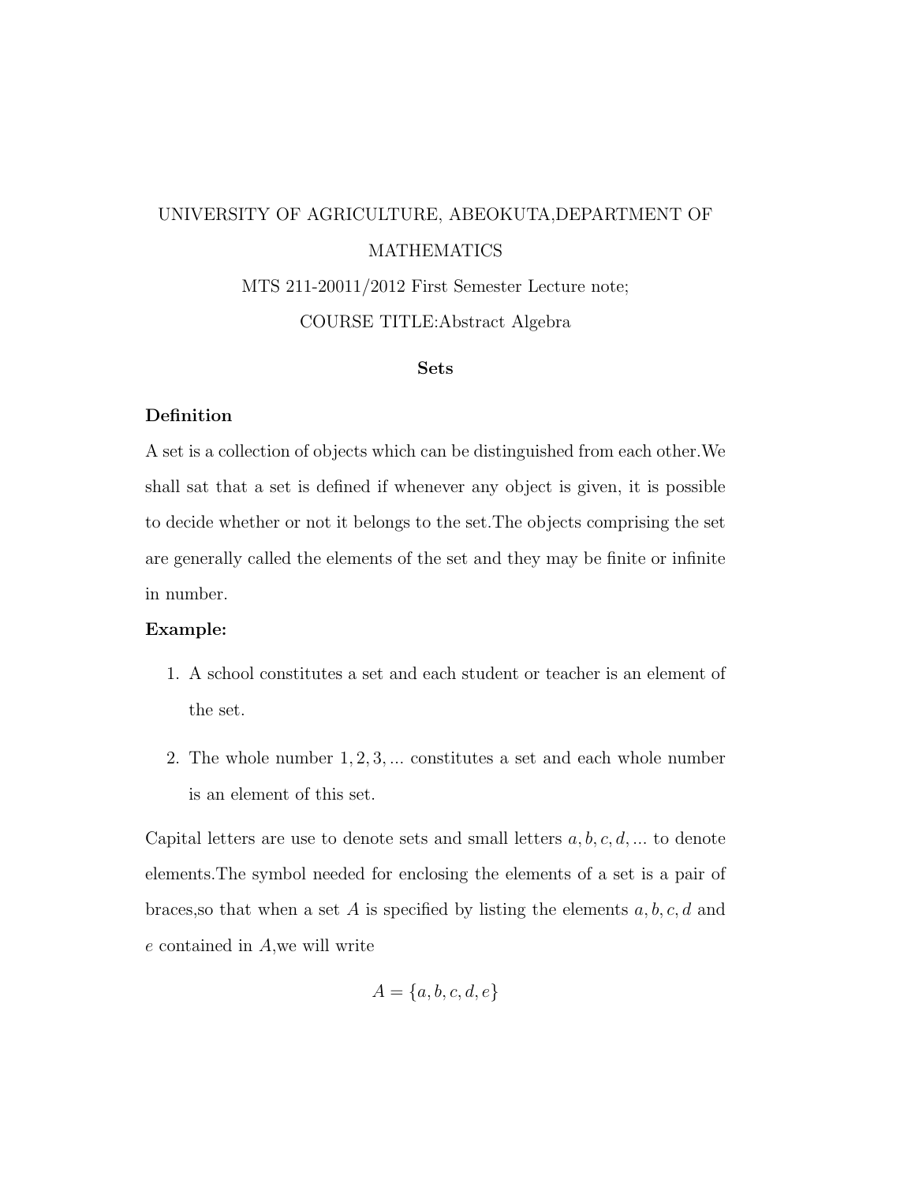UNIVERSITY OF AGRICULTURE, ABEOKUTA,DEPARTMENT OF MATHEMATICS

MTS 211-20011/2012 First Semester Lecture note;

COURSE TITLE:Abstract Algebra

## Sets

**Definition**

A set is a collection of objects which can be distinguished from each other.We shall sat that a set is defined if whenever any object is given, it is possible to decide whether or not it belongs to the set.The objects comprising the set are generally called the elements of the set and they may be finite or infinite in number.

**Example:**

1. A school constitutes a set and each student or teacher is an element of the set.
2. The whole number $1, 2, 3, ...$ constitutes a set and each whole number is an element of this set.

Capital letters are use to denote sets and small letters $a, b, c, d, ...$ to denote elements.The symbol needed for enclosing the elements of a set is a pair of braces,so that when a set $A$ is specified by listing the elements $a, b, c, d$ and $e$ contained in $A$,we will write

$$A = \{a, b, c, d, e\}$$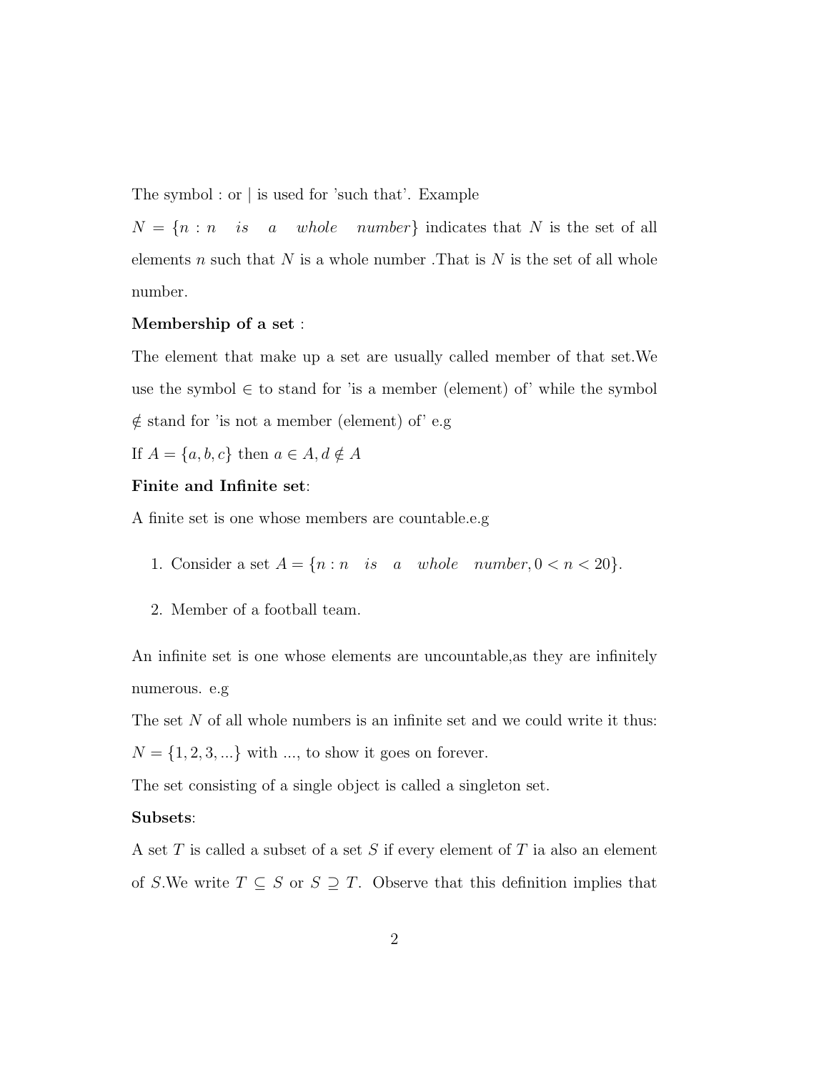The symbol : or | is used for 'such that'. Example

$N = \{n : n \quad is \quad a \quad whole \quad number\}$ indicates that $N$ is the set of all elements $n$ such that $N$ is a whole number .That is $N$ is the set of all whole number.

**Membership of a set** :

The element that make up a set are usually called member of that set.We use the symbol $\in$ to stand for 'is a member (element) of' while the symbol $\notin$ stand for 'is not a member (element) of' e.g

If $A = \{a, b, c\}$ then $a \in A, d \notin A$

**Finite and Infinite set**:

A finite set is one whose members are countable.e.g

1. Consider a set $A = \{n : n \quad is \quad a \quad whole \quad number, 0 < n < 20\}$.

2. Member of a football team.

An infinite set is one whose elements are uncountable,as they are infinitely numerous. e.g

The set $N$ of all whole numbers is an infinite set and we could write it thus: $N = \{1, 2, 3, ...\}$ with ..., to show it goes on forever.

The set consisting of a single object is called a singleton set.

**Subsets**:

A set $T$ is called a subset of a set $S$ if every element of $T$ ia also an element of $S$.We write $T \subseteq S$ or $S \supseteq T$. Observe that this definition implies that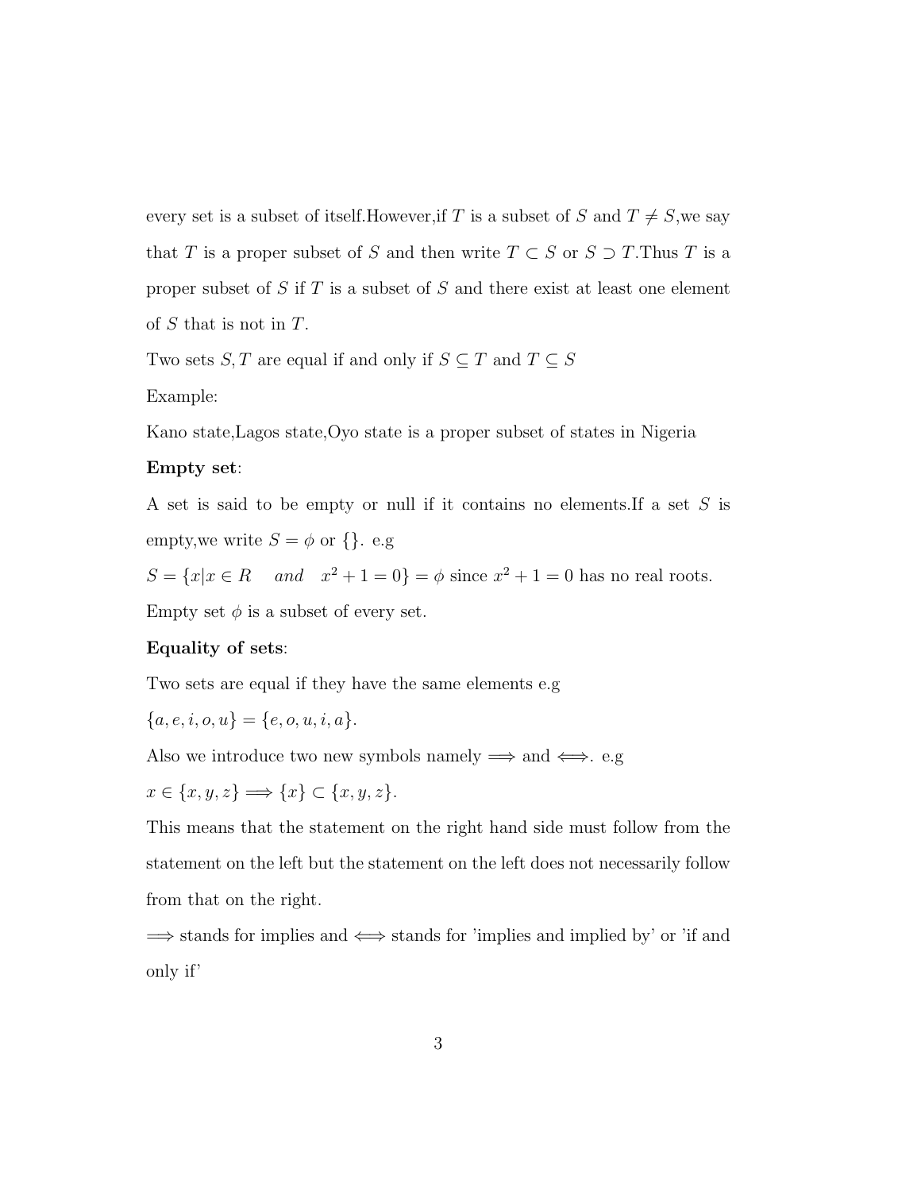every set is a subset of itself.However,if $T$ is a subset of $S$ and $T \neq S$,we say that $T$ is a proper subset of $S$ and then write $T \subset S$ or $S \supset T$.Thus $T$ is a proper subset of $S$ if $T$ is a subset of $S$ and there exist at least one element of $S$ that is not in $T$.

Two sets $S, T$ are equal if and only if $S \subseteq T$ and $T \subseteq S$

Example:

Kano state,Lagos state,Oyo state is a proper subset of states in Nigeria

**Empty set**:

A set is said to be empty or null if it contains no elements.If a set $S$ is empty,we write $S = \phi$ or $\{\}$. e.g

$S = \{x | x \in R \quad and \quad x^2 + 1 = 0\} = \phi$ since $x^2 + 1 = 0$ has no real roots.

Empty set $\phi$ is a subset of every set.

**Equality of sets**:

Two sets are equal if they have the same elements e.g

$\{a, e, i, o, u\} = \{e, o, u, i, a\}$.

Also we introduce two new symbols namely $\Longrightarrow$ and $\Longleftrightarrow$. e.g

$x \in \{x, y, z\} \Longrightarrow \{x\} \subset \{x, y, z\}$.

This means that the statement on the right hand side must follow from the statement on the left but the statement on the left does not necessarily follow from that on the right.

$\Longrightarrow$ stands for implies and $\Longleftrightarrow$ stands for 'implies and implied by' or 'if and only if'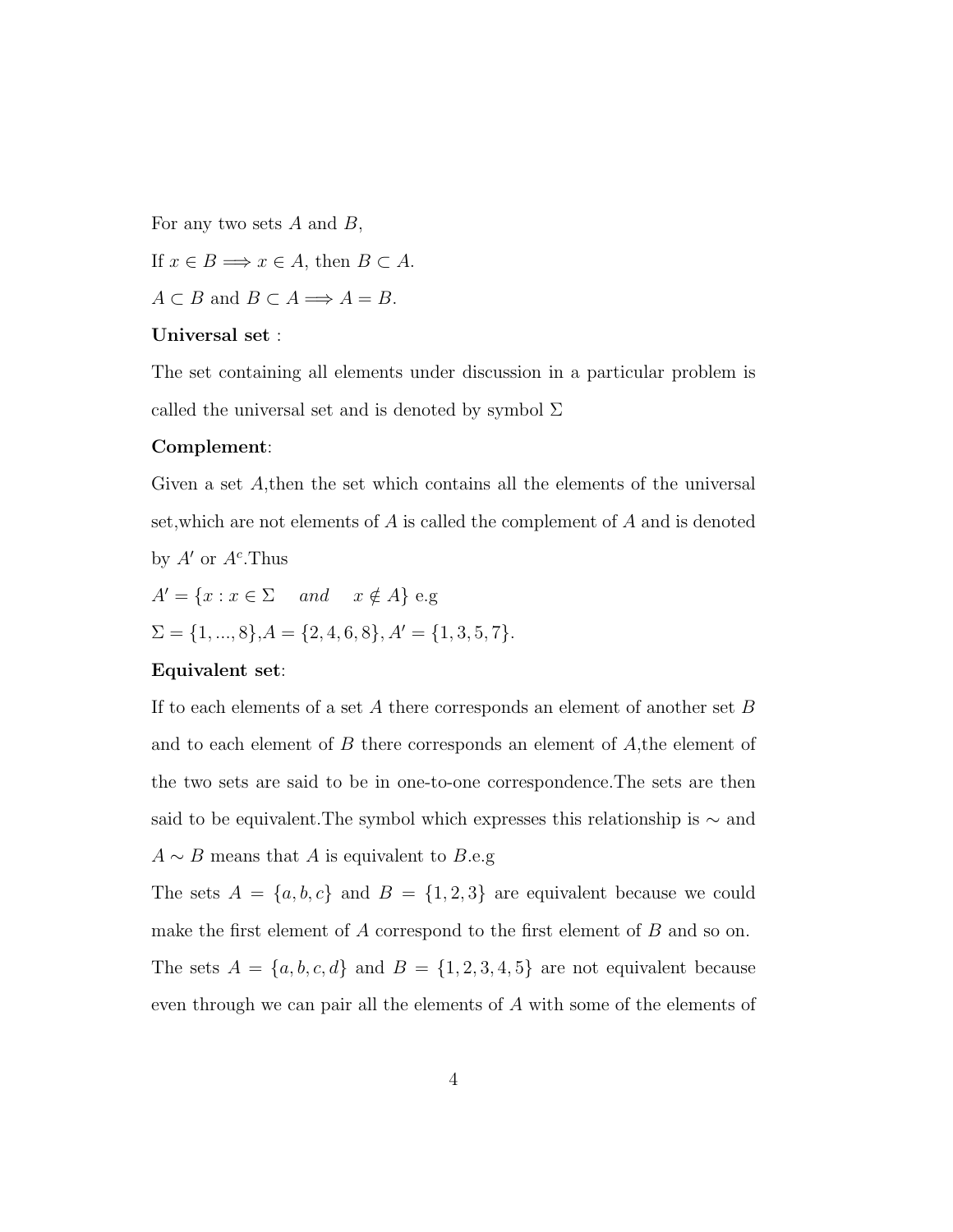For any two sets $A$ and $B$,

If $x \in B \Longrightarrow x \in A$, then $B \subset A$.

$A \subset B$ and $B \subset A \Longrightarrow A = B$.

**Universal set** :

The set containing all elements under discussion in a particular problem is called the universal set and is denoted by symbol $\Sigma$

**Complement**:

Given a set $A$,then the set which contains all the elements of the universal set,which are not elements of $A$ is called the complement of $A$ and is denoted by $A'$ or $A^c$.Thus

$A' = \{x : x \in \Sigma \quad and \quad x \notin A\}$ e.g

$\Sigma = \{1, ..., 8\}$,$A = \{2, 4, 6, 8\}$, $A' = \{1, 3, 5, 7\}$.

**Equivalent set**:

If to each elements of a set $A$ there corresponds an element of another set $B$ and to each element of $B$ there corresponds an element of $A$,the element of the two sets are said to be in one-to-one correspondence.The sets are then said to be equivalent.The symbol which expresses this relationship is $\sim$ and $A \sim B$ means that $A$ is equivalent to $B$.e.g

The sets $A = \{a, b, c\}$ and $B = \{1, 2, 3\}$ are equivalent because we could make the first element of $A$ correspond to the first element of $B$ and so on. The sets $A = \{a, b, c, d\}$ and $B = \{1, 2, 3, 4, 5\}$ are not equivalent because even through we can pair all the elements of $A$ with some of the elements of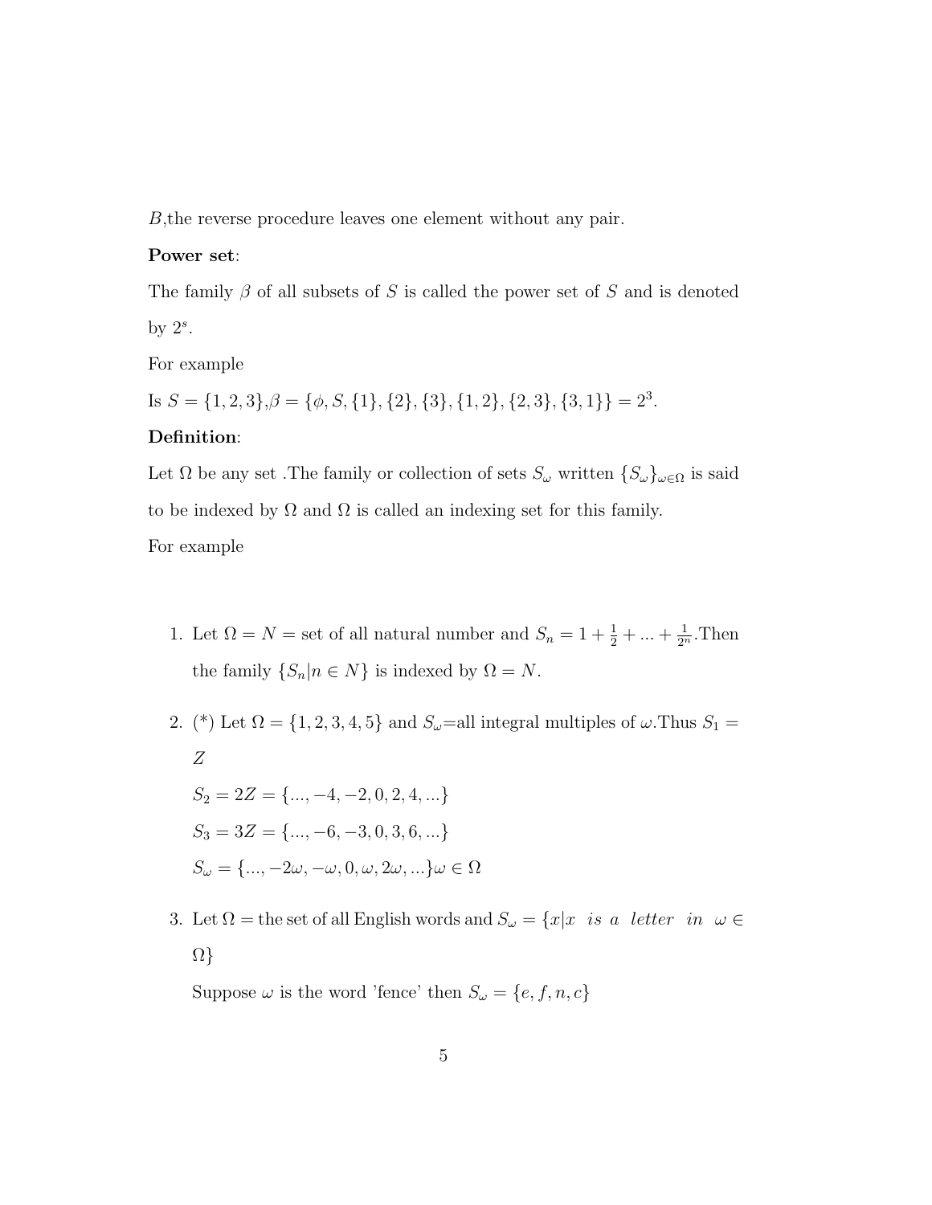$B$,the reverse procedure leaves one element without any pair.

**Power set**:

The family $\beta$ of all subsets of $S$ is called the power set of $S$ and is denoted by $2^s$.

For example

Is $S = \{1, 2, 3\}$,$\beta = \{\phi, S, \{1\}, \{2\}, \{3\}, \{1, 2\}, \{2, 3\}, \{3, 1\}\} = 2^3$.

**Definition**:

Let $\Omega$ be any set .The family or collection of sets $S_\omega$ written $\{S_\omega\}_{\omega \in \Omega}$ is said to be indexed by $\Omega$ and $\Omega$ is called an indexing set for this family.

For example

1. Let $\Omega = N$ = set of all natural number and $S_n = 1 + \frac{1}{2} + ... + \frac{1}{2^n}$.Then the family $\{S_n | n \in N\}$ is indexed by $\Omega = N$.

2. (*) Let $\Omega = \{1, 2, 3, 4, 5\}$ and $S_\omega$=all integral multiples of $\omega$.Thus $S_1 = Z$

   $S_2 = 2Z = \{..., -4, -2, 0, 2, 4, ...\}$

   $S_3 = 3Z = \{..., -6, -3, 0, 3, 6, ...\}$

   $S_\omega = \{..., -2\omega, -\omega, 0, \omega, 2\omega, ...\}\omega \in \Omega$

3. Let $\Omega$ = the set of all English words and $S_\omega = \{x | x \ \ is \ a \ \ letter \ \ in \ \ \omega \in \Omega\}$

   Suppose $\omega$ is the word 'fence' then $S_\omega = \{e, f, n, c\}$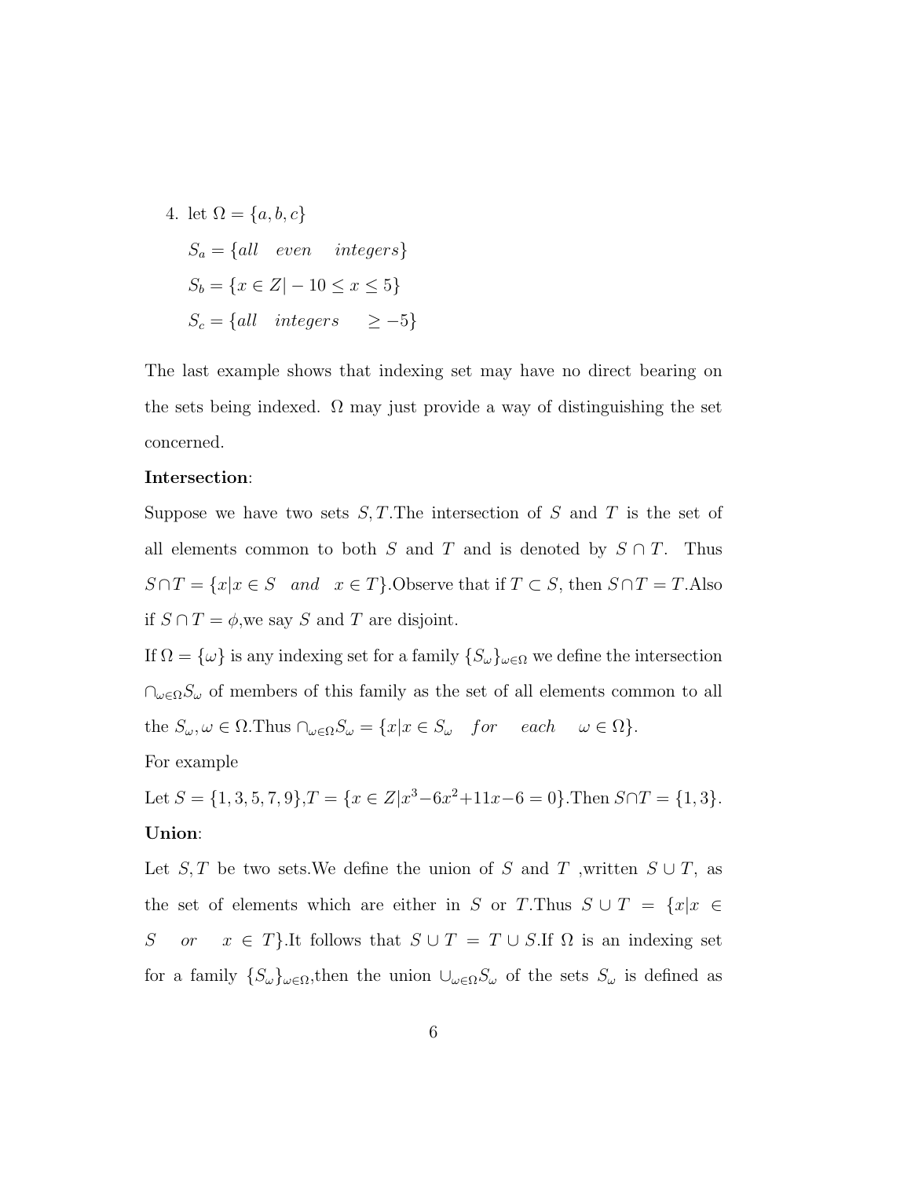4. let $\Omega = \{a, b, c\}$

   $S_a = \{all \quad even \quad integers\}$

   $S_b = \{x \in Z| -10 \leq x \leq 5\}$

   $S_c = \{all \quad integers \quad \geq -5\}$

The last example shows that indexing set may have no direct bearing on the sets being indexed. $\Omega$ may just provide a way of distinguishing the set concerned.

**Intersection**:

Suppose we have two sets $S, T$.The intersection of $S$ and $T$ is the set of all elements common to both $S$ and $T$ and is denoted by $S \cap T$. Thus $S \cap T = \{x|x \in S \quad and \quad x \in T\}$.Observe that if $T \subset S$, then $S \cap T = T$.Also if $S \cap T = \phi$,we say $S$ and $T$ are disjoint.

If $\Omega = \{\omega\}$ is any indexing set for a family $\{S_\omega\}_{\omega \in \Omega}$ we define the intersection $\cap_{\omega \in \Omega} S_\omega$ of members of this family as the set of all elements common to all the $S_\omega, \omega \in \Omega$.Thus $\cap_{\omega \in \Omega} S_\omega = \{x|x \in S_\omega \quad for \quad each \quad \omega \in \Omega\}$.

For example

Let $S = \{1, 3, 5, 7, 9\}$,$T = \{x \in Z|x^3 - 6x^2 + 11x - 6 = 0\}$.Then $S \cap T = \{1, 3\}$.

**Union**:

Let $S, T$ be two sets.We define the union of $S$ and $T$ ,written $S \cup T$, as the set of elements which are either in $S$ or $T$.Thus $S \cup T = \{x|x \in S \quad or \quad x \in T\}$.It follows that $S \cup T = T \cup S$.If $\Omega$ is an indexing set for a family $\{S_\omega\}_{\omega \in \Omega}$,then the union $\cup_{\omega \in \Omega} S_\omega$ of the sets $S_\omega$ is defined as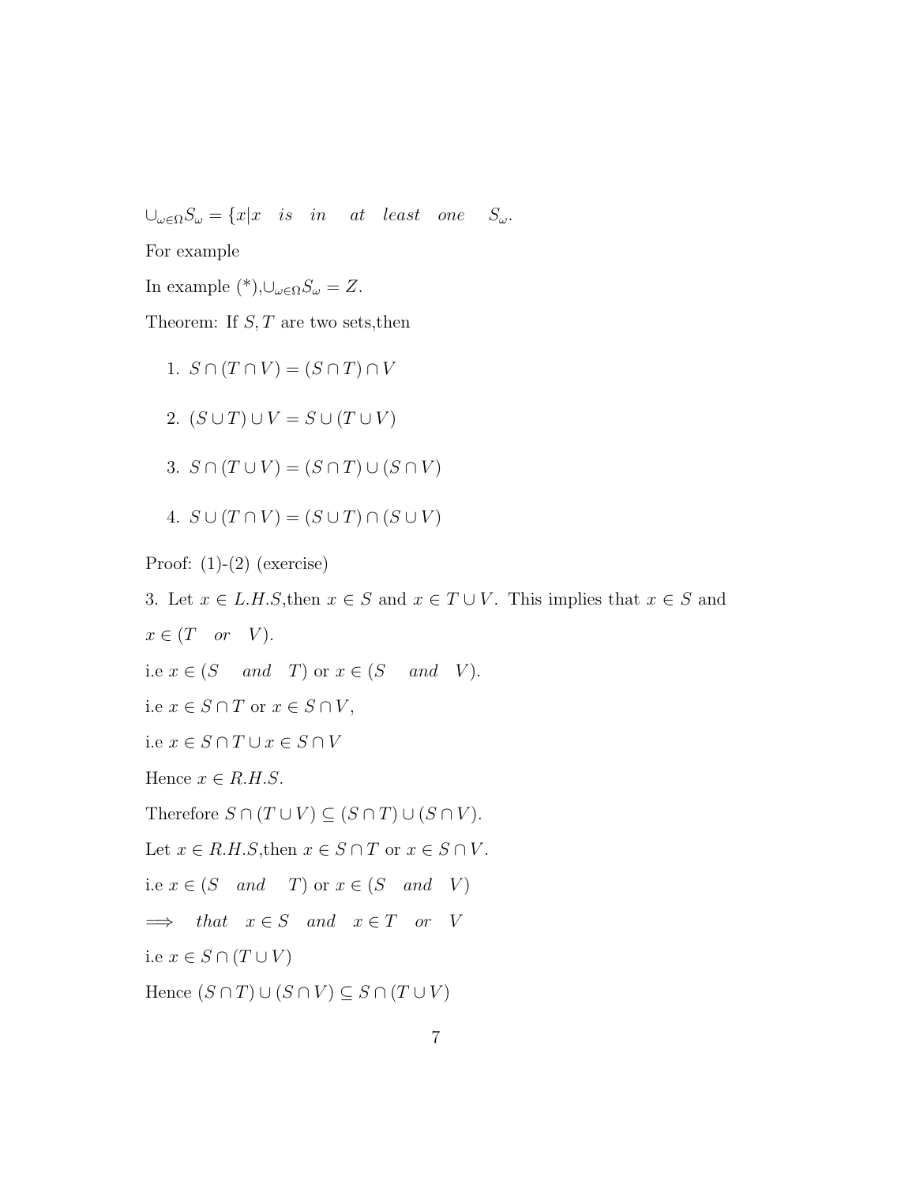$\cup_{\omega \in \Omega} S_\omega = \{x | x \quad is \quad in \quad at \quad least \quad one \quad S_\omega.$

For example

In example (*),$\cup_{\omega \in \Omega} S_\omega = Z$.

Theorem: If $S, T$ are two sets,then

1. $S \cap (T \cap V) = (S \cap T) \cap V$
2. $(S \cup T) \cup V = S \cup (T \cup V)$
3. $S \cap (T \cup V) = (S \cap T) \cup (S \cap V)$
4. $S \cup (T \cap V) = (S \cup T) \cap (S \cup V)$

Proof: (1)-(2) (exercise)

3. Let $x \in L.H.S$,then $x \in S$ and $x \in T \cup V$. This implies that $x \in S$ and $x \in (T \quad or \quad V)$.

i.e $x \in (S \quad and \quad T)$ or $x \in (S \quad and \quad V)$.

i.e $x \in S \cap T$ or $x \in S \cap V$,

i.e $x \in S \cap T \cup x \in S \cap V$

Hence $x \in R.H.S.$

Therefore $S \cap (T \cup V) \subseteq (S \cap T) \cup (S \cap V)$.

Let $x \in R.H.S$,then $x \in S \cap T$ or $x \in S \cap V$.

i.e $x \in (S \quad and \quad T)$ or $x \in (S \quad and \quad V)$

$\implies \quad that \quad x \in S \quad and \quad x \in T \quad or \quad V$

i.e $x \in S \cap (T \cup V)$

Hence $(S \cap T) \cup (S \cap V) \subseteq S \cap (T \cup V)$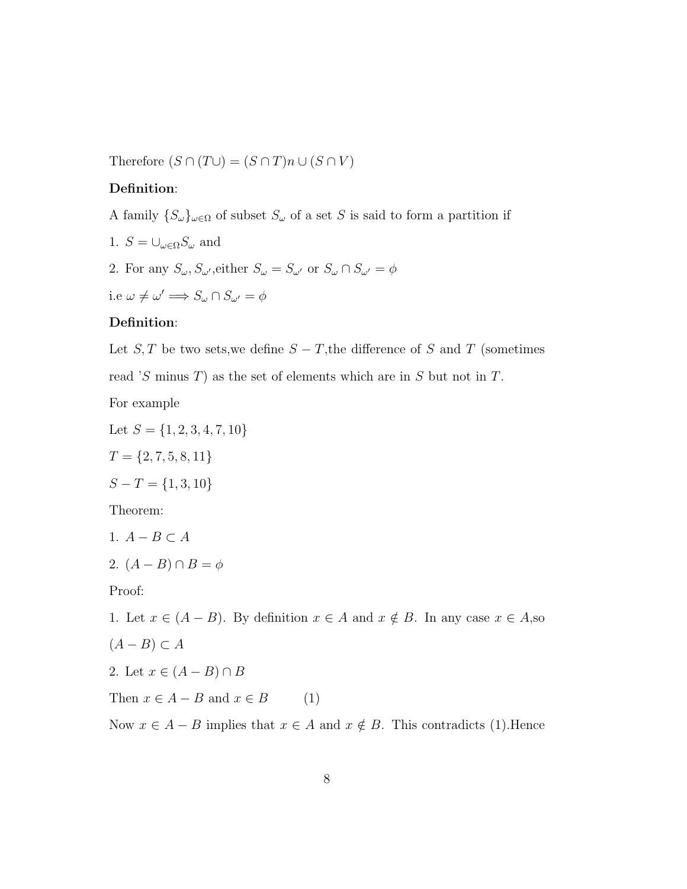Therefore $(S \cap (T \cup) = (S \cap T)n \cup (S \cap V)$

**Definition**:

A family $\{S_\omega\}_{\omega \in \Omega}$ of subset $S_\omega$ of a set $S$ is said to form a partition if

1. $S = \cup_{\omega \in \Omega} S_\omega$ and

2. For any $S_\omega, S_{\omega'}$,either $S_\omega = S_{\omega'}$ or $S_\omega \cap S_{\omega'} = \phi$

i.e $\omega \neq \omega' \implies S_\omega \cap S_{\omega'} = \phi$

**Definition**:

Let $S, T$ be two sets,we define $S - T$,the difference of $S$ and $T$ (sometimes read '$S$ minus $T$) as the set of elements which are in $S$ but not in $T$.

For example

Let $S = \{1, 2, 3, 4, 7, 10\}$

$T = \{2, 7, 5, 8, 11\}$

$S - T = \{1, 3, 10\}$

Theorem:

1. $A - B \subset A$

2. $(A - B) \cap B = \phi$

Proof:

1. Let $x \in (A - B)$. By definition $x \in A$ and $x \notin B$. In any case $x \in A$,so $(A - B) \subset A$

2. Let $x \in (A - B) \cap B$

Then $x \in A - B$ and $x \in B$ (1)

Now $x \in A - B$ implies that $x \in A$ and $x \notin B$. This contradicts (1).Hence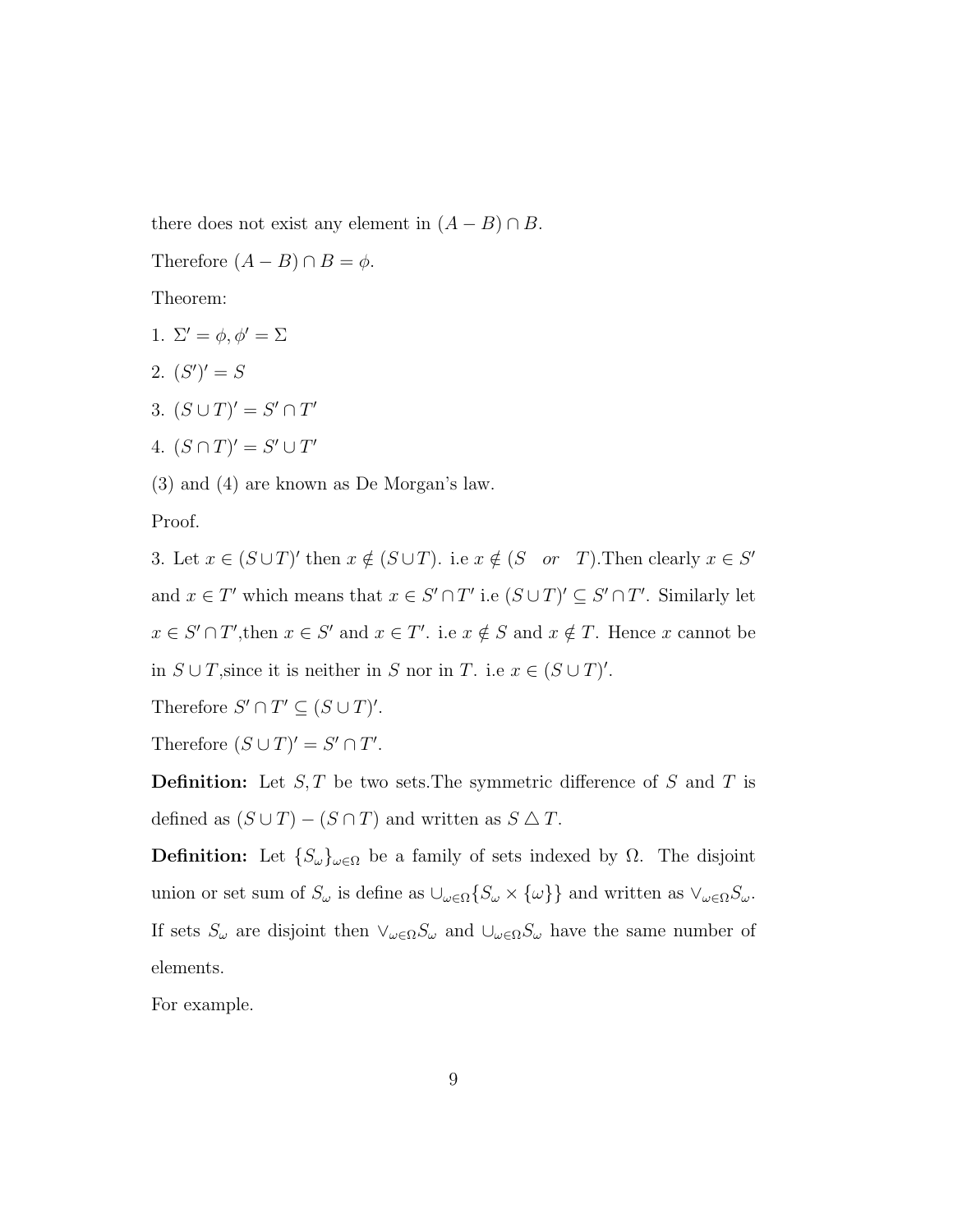there does not exist any element in $(A - B) \cap B$.

Therefore $(A - B) \cap B = \phi$.

Theorem:

1. $\Sigma' = \phi, \phi' = \Sigma$
2. $(S')' = S$
3. $(S \cup T)' = S' \cap T'$
4. $(S \cap T)' = S' \cup T'$

(3) and (4) are known as De Morgan's law.

Proof.

3. Let $x \in (S \cup T)'$ then $x \notin (S \cup T)$. i.e $x \notin (S \quad or \quad T)$.Then clearly $x \in S'$ and $x \in T'$ which means that $x \in S' \cap T'$ i.e $(S \cup T)' \subseteq S' \cap T'$. Similarly let $x \in S' \cap T'$,then $x \in S'$ and $x \in T'$. i.e $x \notin S$ and $x \notin T$. Hence $x$ cannot be in $S \cup T$,since it is neither in $S$ nor in $T$. i.e $x \in (S \cup T)'$.

Therefore $S' \cap T' \subseteq (S \cup T)'$.

Therefore $(S \cup T)' = S' \cap T'$.

**Definition:** Let $S, T$ be two sets.The symmetric difference of $S$ and $T$ is defined as $(S \cup T) - (S \cap T)$ and written as $S \triangle T$.

**Definition:** Let $\{S_\omega\}_{\omega \in \Omega}$ be a family of sets indexed by $\Omega$. The disjoint union or set sum of $S_\omega$ is define as $\cup_{\omega \in \Omega}\{S_\omega \times \{\omega\}\}$ and written as $\vee_{\omega \in \Omega} S_\omega$. If sets $S_\omega$ are disjoint then $\vee_{\omega \in \Omega} S_\omega$ and $\cup_{\omega \in \Omega} S_\omega$ have the same number of elements.

For example.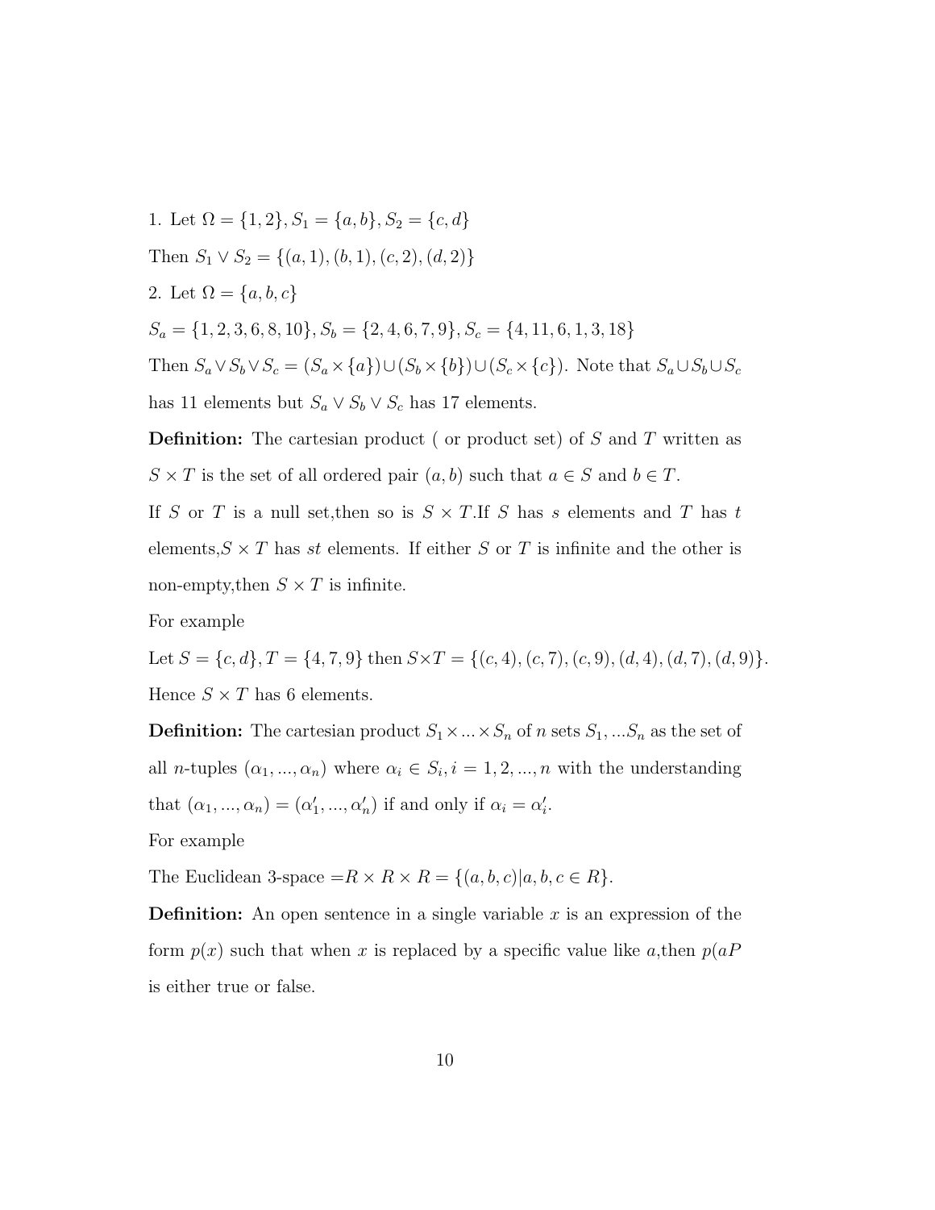1. Let $\Omega = \{1, 2\}, S_1 = \{a, b\}, S_2 = \{c, d\}$

Then $S_1 \vee S_2 = \{(a, 1), (b, 1), (c, 2), (d, 2)\}$

2. Let $\Omega = \{a, b, c\}$

$S_a = \{1, 2, 3, 6, 8, 10\}, S_b = \{2, 4, 6, 7, 9\}, S_c = \{4, 11, 6, 1, 3, 18\}$

Then $S_a \vee S_b \vee S_c = (S_a \times \{a\}) \cup (S_b \times \{b\}) \cup (S_c \times \{c\})$. Note that $S_a \cup S_b \cup S_c$ has 11 elements but $S_a \vee S_b \vee S_c$ has 17 elements.

**Definition:** The cartesian product ( or product set) of $S$ and $T$ written as $S \times T$ is the set of all ordered pair $(a, b)$ such that $a \in S$ and $b \in T$.

If $S$ or $T$ is a null set,then so is $S \times T$.If $S$ has $s$ elements and $T$ has $t$ elements,$S \times T$ has $st$ elements. If either $S$ or $T$ is infinite and the other is non-empty,then $S \times T$ is infinite.

For example

Let $S = \{c, d\}, T = \{4, 7, 9\}$ then $S \times T = \{(c, 4), (c, 7), (c, 9), (d, 4), (d, 7), (d, 9)\}$. Hence $S \times T$ has 6 elements.

**Definition:** The cartesian product $S_1 \times ... \times S_n$ of $n$ sets $S_1, ...S_n$ as the set of all $n$-tuples $(\alpha_1, ..., \alpha_n)$ where $\alpha_i \in S_i, i = 1, 2, ..., n$ with the understanding that $(\alpha_1, ..., \alpha_n) = (\alpha'_1, ..., \alpha'_n)$ if and only if $\alpha_i = \alpha'_i$.

For example

The Euclidean 3-space $= R \times R \times R = \{(a, b, c) | a, b, c \in R\}$.

**Definition:** An open sentence in a single variable $x$ is an expression of the form $p(x)$ such that when $x$ is replaced by a specific value like $a$,then $p(aP$ is either true or false.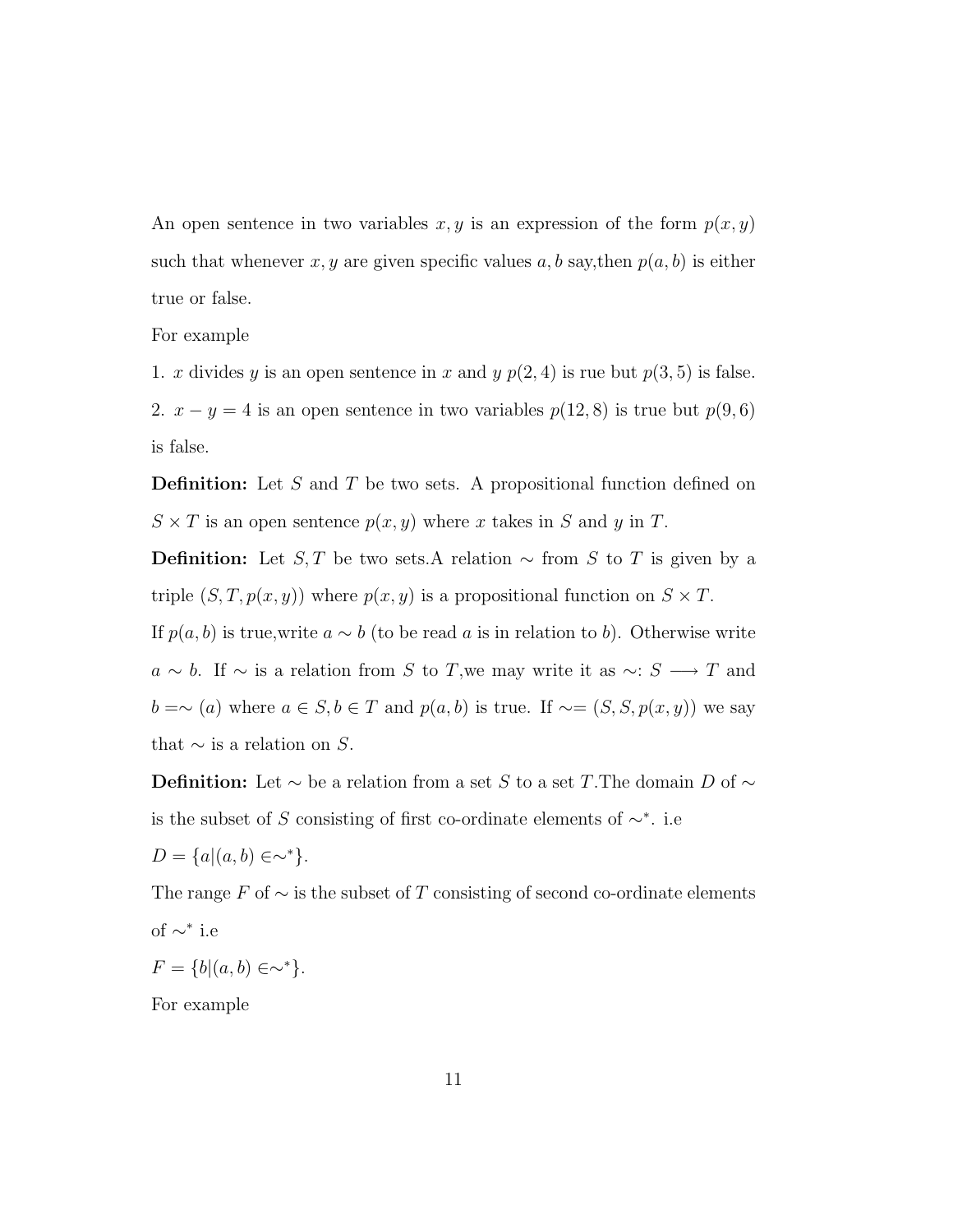An open sentence in two variables $x, y$ is an expression of the form $p(x, y)$ such that whenever $x, y$ are given specific values $a, b$ say,then $p(a, b)$ is either true or false.

For example

1. $x$ divides $y$ is an open sentence in $x$ and $y$ $p(2, 4)$ is rue but $p(3, 5)$ is false.
2. $x - y = 4$ is an open sentence in two variables $p(12, 8)$ is true but $p(9, 6)$ is false.

**Definition:** Let $S$ and $T$ be two sets. A propositional function defined on $S \times T$ is an open sentence $p(x, y)$ where $x$ takes in $S$ and $y$ in $T$.

**Definition:** Let $S, T$ be two sets.A relation $\sim$ from $S$ to $T$ is given by a triple $(S, T, p(x, y))$ where $p(x, y)$ is a propositional function on $S \times T$.

If $p(a, b)$ is true,write $a \sim b$ (to be read $a$ is in relation to $b$). Otherwise write $a \sim b$. If $\sim$ is a relation from $S$ to $T$,we may write it as $\sim: S \longrightarrow T$ and $b = \sim (a)$ where $a \in S, b \in T$ and $p(a, b)$ is true. If $\sim = (S, S, p(x, y))$ we say that $\sim$ is a relation on $S$.

**Definition:** Let $\sim$ be a relation from a set $S$ to a set $T$.The domain $D$ of $\sim$ is the subset of $S$ consisting of first co-ordinate elements of $\sim^*$. i.e

$D = \{a | (a, b) \in \sim^*\}$.

The range $F$ of $\sim$ is the subset of $T$ consisting of second co-ordinate elements of $\sim^*$ i.e

$F = \{b | (a, b) \in \sim^*\}$.

For example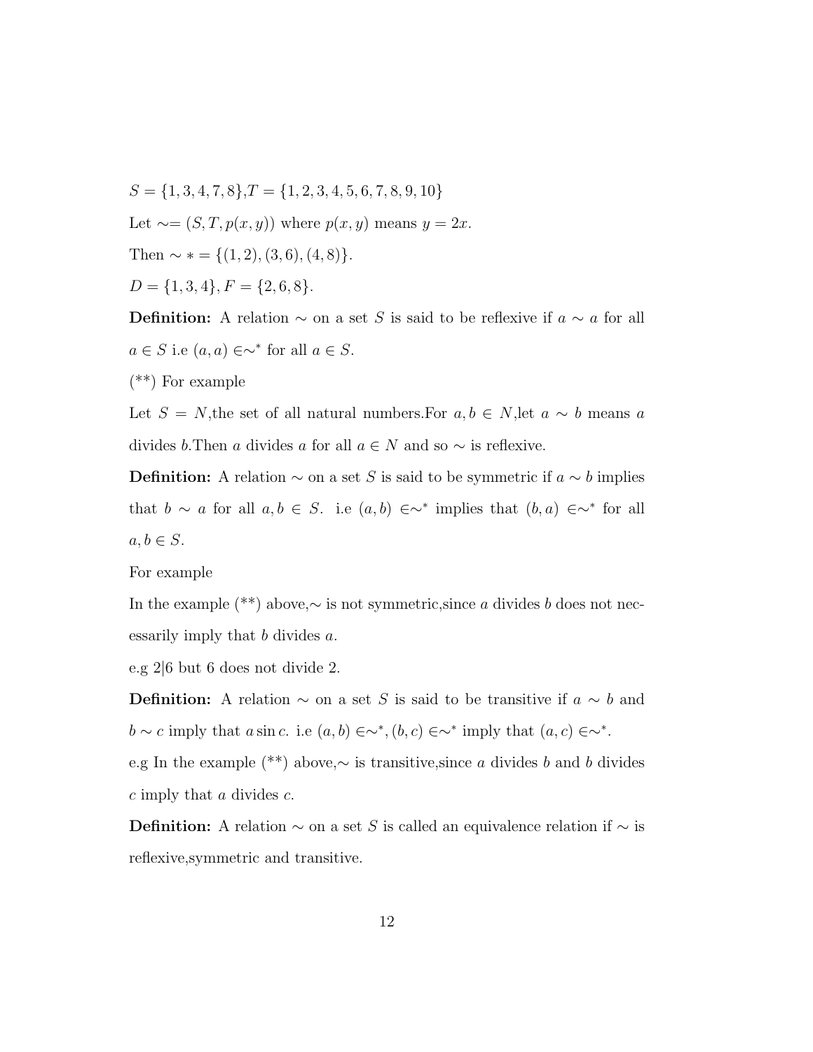$S = \{1,3,4,7,8\}$, $T = \{1,2,3,4,5,6,7,8,9,10\}$

Let $\sim = (S, T, p(x,y))$ where $p(x,y)$ means $y = 2x$.

Then $\sim * = \{(1,2),(3,6),(4,8)\}$.

$D = \{1,3,4\}, F = \{2,6,8\}$.

**Definition:** A relation $\sim$ on a set $S$ is said to be reflexive if $a \sim a$ for all $a \in S$ i.e $(a,a) \in \sim^*$ for all $a \in S$.

(**) For example

Let $S = N$,the set of all natural numbers.For $a, b \in N$,let $a \sim b$ means $a$ divides $b$.Then $a$ divides $a$ for all $a \in N$ and so $\sim$ is reflexive.

**Definition:** A relation $\sim$ on a set $S$ is said to be symmetric if $a \sim b$ implies that $b \sim a$ for all $a, b \in S$. i.e $(a,b) \in \sim^*$ implies that $(b,a) \in \sim^*$ for all $a, b \in S$.

For example

In the example (**) above,$\sim$ is not symmetric,since $a$ divides $b$ does not necessarily imply that $b$ divides $a$.

e.g $2|6$ but 6 does not divide 2.

**Definition:** A relation $\sim$ on a set $S$ is said to be transitive if $a \sim b$ and $b \sim c$ imply that $a \sin c$. i.e $(a,b) \in \sim^*, (b,c) \in \sim^*$ imply that $(a,c) \in \sim^*$.

e.g In the example (**) above,$\sim$ is transitive,since $a$ divides $b$ and $b$ divides $c$ imply that $a$ divides $c$.

**Definition:** A relation $\sim$ on a set $S$ is called an equivalence relation if $\sim$ is reflexive,symmetric and transitive.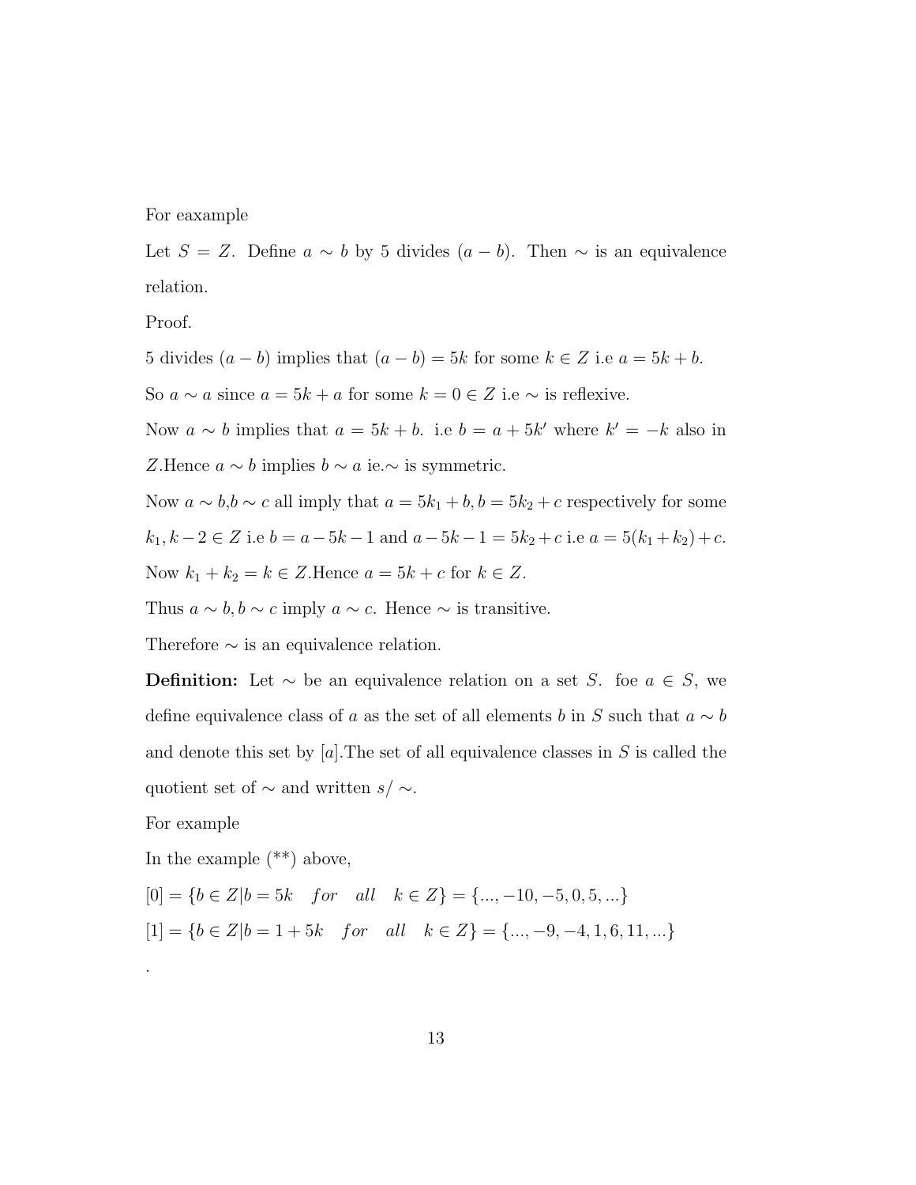For eaxample

Let $S = Z$. Define $a \sim b$ by 5 divides $(a - b)$. Then $\sim$ is an equivalence relation.

Proof.

5 divides $(a - b)$ implies that $(a - b) = 5k$ for some $k \in Z$ i.e $a = 5k + b$.

So $a \sim a$ since $a = 5k + a$ for some $k = 0 \in Z$ i.e $\sim$ is reflexive.

Now $a \sim b$ implies that $a = 5k + b$. i.e $b = a + 5k'$ where $k' = -k$ also in $Z$.Hence $a \sim b$ implies $b \sim a$ ie.$\sim$ is symmetric.

Now $a \sim b$,$b \sim c$ all imply that $a = 5k_1 + b, b = 5k_2 + c$ respectively for some $k_1, k - 2 \in Z$ i.e $b = a - 5k - 1$ and $a - 5k - 1 = 5k_2 + c$ i.e $a = 5(k_1 + k_2) + c$. Now $k_1 + k_2 = k \in Z$.Hence $a = 5k + c$ for $k \in Z$.

Thus $a \sim b, b \sim c$ imply $a \sim c$. Hence $\sim$ is transitive.

Therefore $\sim$ is an equivalence relation.

**Definition:** Let $\sim$ be an equivalence relation on a set $S$. foe $a \in S$, we define equivalence class of $a$ as the set of all elements $b$ in $S$ such that $a \sim b$ and denote this set by $[a]$.The set of all equivalence classes in $S$ is called the quotient set of $\sim$ and written $s/\sim$.

For example

In the example (**) above,

$[0] = \{b \in Z | b = 5k \quad for \quad all \quad k \in Z\} = \{..., -10, -5, 0, 5, ...\}$

$[1] = \{b \in Z | b = 1 + 5k \quad for \quad all \quad k \in Z\} = \{..., -9, -4, 1, 6, 11, ...\}$

.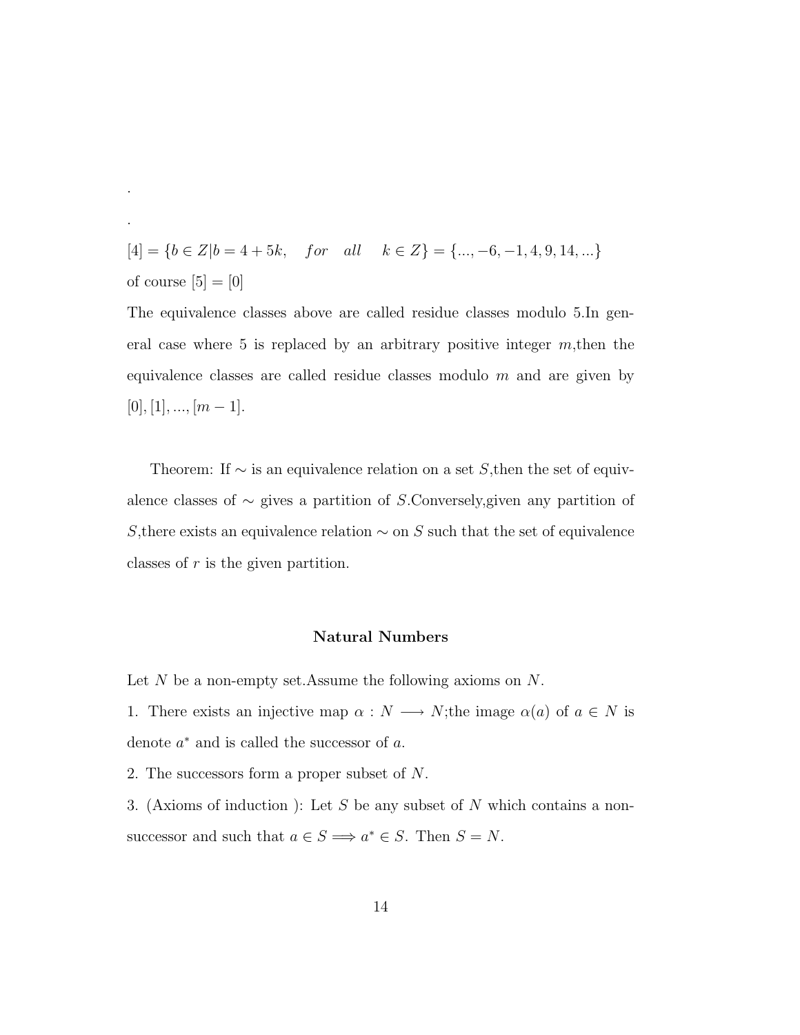.

.

$[4] = \{b \in Z | b = 4 + 5k, \quad for \quad all \quad k \in Z\} = \{..., -6, -1, 4, 9, 14, ...\}$

of course $[5] = [0]$

The equivalence classes above are called residue classes modulo 5.In general case where 5 is replaced by an arbitrary positive integer $m$,then the equivalence classes are called residue classes modulo $m$ and are given by $[0], [1], ..., [m-1]$.

Theorem: If $\sim$ is an equivalence relation on a set $S$,then the set of equivalence classes of $\sim$ gives a partition of $S$.Conversely,given any partition of $S$,there exists an equivalence relation $\sim$ on $S$ such that the set of equivalence classes of $r$ is the given partition.

## Natural Numbers

Let $N$ be a non-empty set.Assume the following axioms on $N$.

1. There exists an injective map $\alpha : N \longrightarrow N$;the image $\alpha(a)$ of $a \in N$ is denote $a^*$ and is called the successor of $a$.

2. The successors form a proper subset of $N$.

3. (Axioms of induction ): Let $S$ be any subset of $N$ which contains a non-successor and such that $a \in S \Longrightarrow a^* \in S$. Then $S = N$.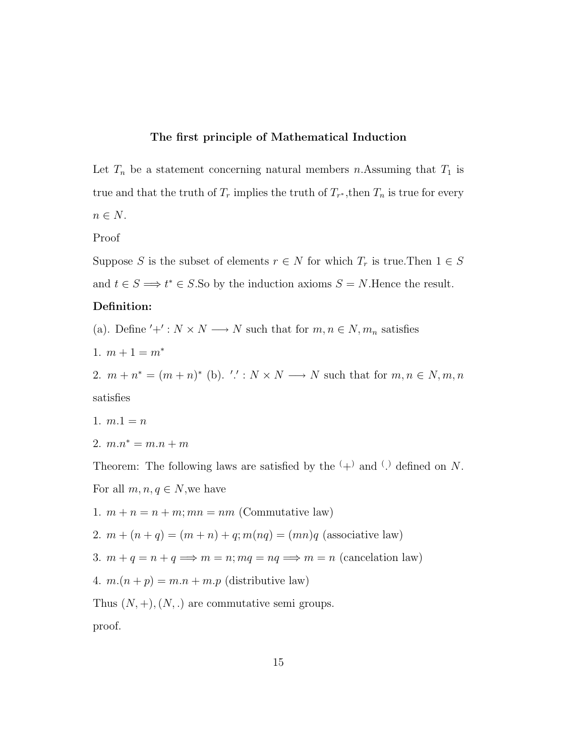**The first principle of Mathematical Induction**

Let $T_n$ be a statement concerning natural members $n$.Assuming that $T_1$ is true and that the truth of $T_r$ implies the truth of $T_{r^*}$,then $T_n$ is true for every $n \in N$.

Proof

Suppose $S$ is the subset of elements $r \in N$ for which $T_r$ is true.Then $1 \in S$ and $t \in S \Longrightarrow t^* \in S$.So by the induction axioms $S = N$.Hence the result.

**Definition:**

(a). Define $'+' : N \times N \longrightarrow N$ such that for $m, n \in N, m_n$ satisfies

1. $m + 1 = m^*$
2. $m + n^* = (m + n)^*$ (b). $'.' : N \times N \longrightarrow N$ such that for $m, n \in N, m, n$ satisfies

1. $m.1 = n$
2. $m.n^* = m.n + m$

Theorem: The following laws are satisfied by the $^{(}+^{)}$ and $^{(}.^{)}$ defined on $N$. For all $m, n, q \in N$,we have

1. $m + n = n + m; mn = nm$ (Commutative law)
2. $m + (n + q) = (m + n) + q; m(nq) = (mn)q$ (associative law)
3. $m + q = n + q \Longrightarrow m = n; mq = nq \Longrightarrow m = n$ (cancelation law)
4. $m.(n + p) = m.n + m.p$ (distributive law)

Thus $(N, +), (N, .)$ are commutative semi groups.

proof.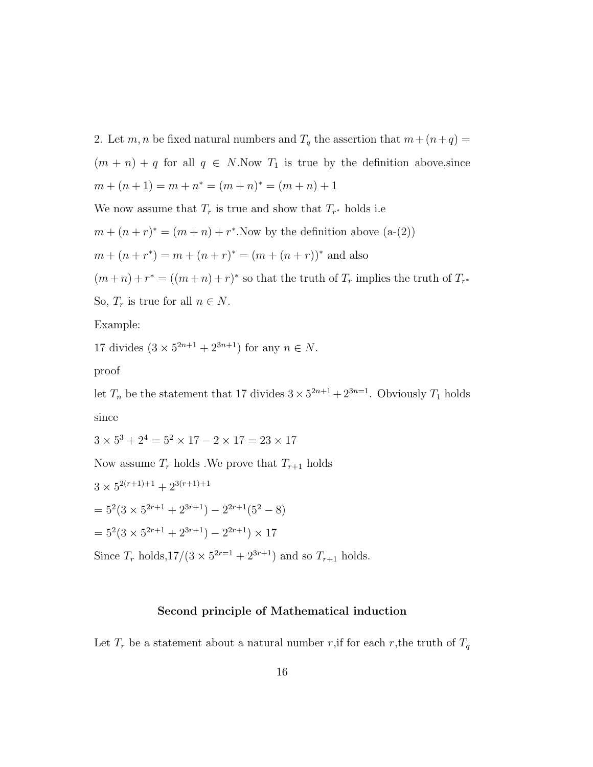2. Let $m, n$ be fixed natural numbers and $T_q$ the assertion that $m+(n+q) = (m+n)+q$ for all $q \in N$.Now $T_1$ is true by the definition above,since $m+(n+1) = m+n^* = (m+n)^* = (m+n)+1$

We now assume that $T_r$ is true and show that $T_{r^*}$ holds i.e

$m+(n+r)^* = (m+n)+r^*$.Now by the definition above (a-(2))

$m+(n+r^*) = m+(n+r)^* = (m+(n+r))^*$ and also

$(m+n)+r^* = ((m+n)+r)^*$ so that the truth of $T_r$ implies the truth of $T_{r^*}$

So, $T_r$ is true for all $n \in N$.

Example:

17 divides $(3 \times 5^{2n+1} + 2^{3n+1})$ for any $n \in N$.

proof

let $T_n$ be the statement that 17 divides $3 \times 5^{2n+1} + 2^{3n=1}$. Obviously $T_1$ holds since

$3 \times 5^3 + 2^4 = 5^2 \times 17 - 2 \times 17 = 23 \times 17$

Now assume $T_r$ holds .We prove that $T_{r+1}$ holds

$3 \times 5^{2(r+1)+1} + 2^{3(r+1)+1}$

$= 5^2(3 \times 5^{2r+1} + 2^{3r+1}) - 2^{2r+1}(5^2 - 8)$

$= 5^2(3 \times 5^{2r+1} + 2^{3r+1}) - 2^{2r+1}) \times 17$

Since $T_r$ holds,$17/(3 \times 5^{2r=1} + 2^{3r+1})$ and so $T_{r+1}$ holds.

**Second principle of Mathematical induction**

Let $T_r$ be a statement about a natural number $r$,if for each $r$,the truth of $T_q$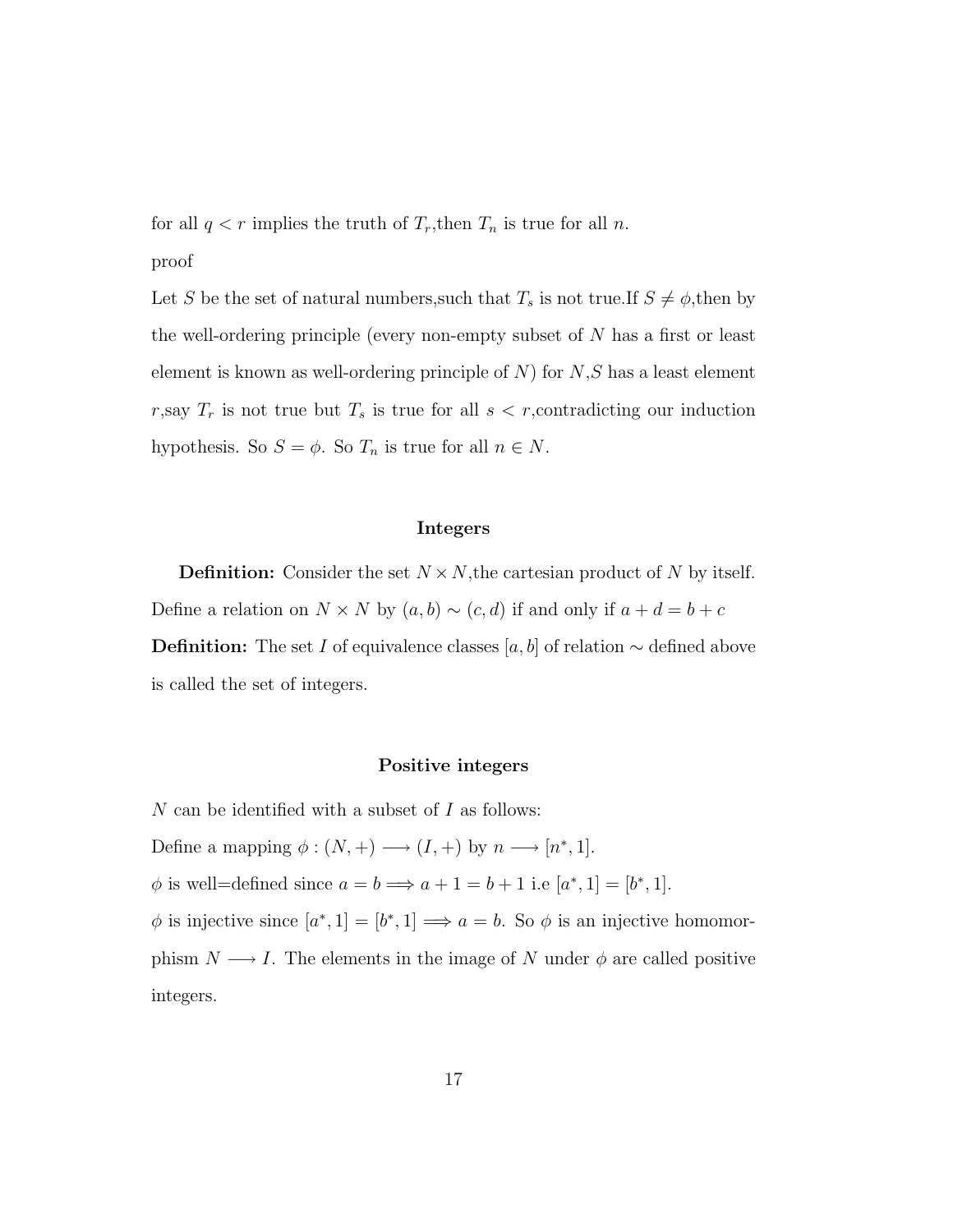for all $q < r$ implies the truth of $T_r$,then $T_n$ is true for all $n$.

proof

Let $S$ be the set of natural numbers,such that $T_s$ is not true.If $S \neq \phi$,then by the well-ordering principle (every non-empty subset of $N$ has a first or least element is known as well-ordering principle of $N$) for $N$,$S$ has a least element $r$,say $T_r$ is not true but $T_s$ is true for all $s < r$,contradicting our induction hypothesis. So $S = \phi$. So $T_n$ is true for all $n \in N$.

### Integers

**Definition:** Consider the set $N \times N$,the cartesian product of $N$ by itself. Define a relation on $N \times N$ by $(a, b) \sim (c, d)$ if and only if $a + d = b + c$

**Definition:** The set $I$ of equivalence classes $[a, b]$ of relation $\sim$ defined above is called the set of integers.

### Positive integers

$N$ can be identified with a subset of $I$ as follows:

Define a mapping $\phi : (N, +) \longrightarrow (I, +)$ by $n \longrightarrow [n^*, 1]$.

$\phi$ is well=defined since $a = b \Longrightarrow a + 1 = b + 1$ i.e $[a^*, 1] = [b^*, 1]$.

$\phi$ is injective since $[a^*, 1] = [b^*, 1] \Longrightarrow a = b$. So $\phi$ is an injective homomorphism $N \longrightarrow I$. The elements in the image of $N$ under $\phi$ are called positive integers.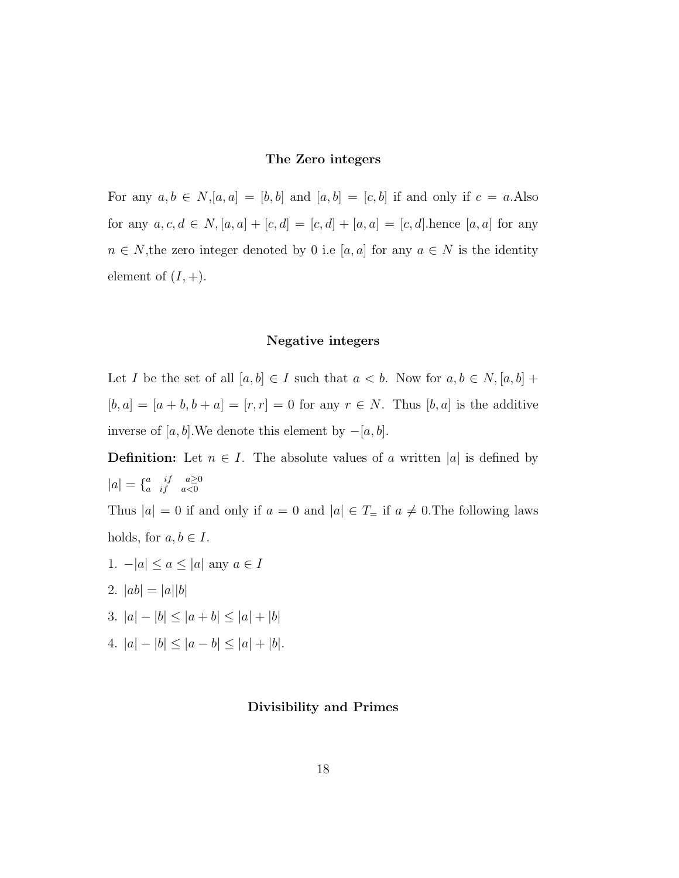### The Zero integers

For any $a, b \in N$,$[a, a] = [b, b]$ and $[a, b] = [c, b]$ if and only if $c = a$.Also for any $a, c, d \in N, [a, a] + [c, d] = [c, d] + [a, a] = [c, d]$.hence $[a, a]$ for any $n \in N$,the zero integer denoted by 0 i.e $[a, a]$ for any $a \in N$ is the identity element of $(I, +)$.

### Negative integers

Let $I$ be the set of all $[a, b] \in I$ such that $a < b$. Now for $a, b \in N, [a, b] + [b, a] = [a + b, b + a] = [r, r] = 0$ for any $r \in N$. Thus $[b, a]$ is the additive inverse of $[a, b]$.We denote this element by $-[a, b]$.

**Definition:** Let $n \in I$. The absolute values of $a$ written $|a|$ is defined by $|a| = \{^{a \quad if \quad a \geq 0}_{a \quad if \quad a < 0}$

Thus $|a| = 0$ if and only if $a = 0$ and $|a| \in T_{=}$ if $a \neq 0$.The following laws holds, for $a, b \in I$.

1. $-|a| \leq a \leq |a|$ any $a \in I$
2. $|ab| = |a||b|$
3. $|a| - |b| \leq |a + b| \leq |a| + |b|$
4. $|a| - |b| \leq |a - b| \leq |a| + |b|$.

### Divisibility and Primes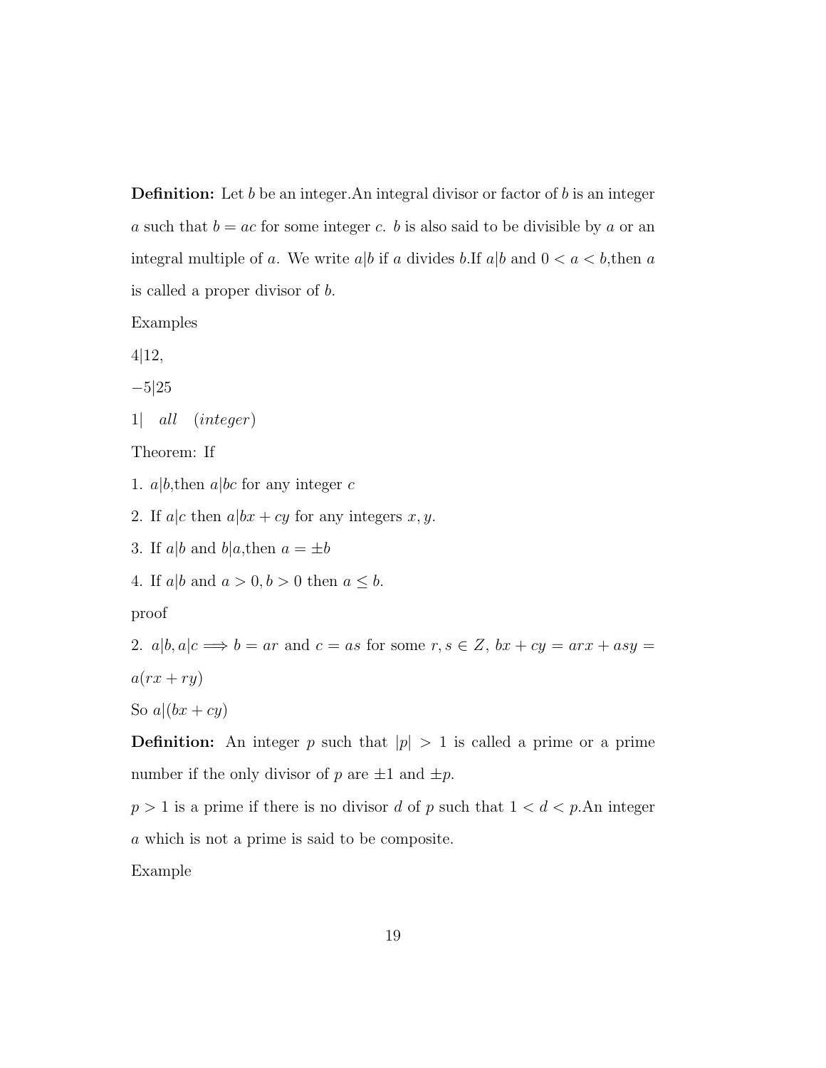**Definition:** Let $b$ be an integer.An integral divisor or factor of $b$ is an integer $a$ such that $b = ac$ for some integer $c$. $b$ is also said to be divisible by $a$ or an integral multiple of $a$. We write $a|b$ if $a$ divides $b$.If $a|b$ and $0 < a < b$,then $a$ is called a proper divisor of $b$.

Examples

$4|12$,

$-5|25$

$1| \quad all \quad (integer)$

Theorem: If

1. $a|b$,then $a|bc$ for any integer $c$
2. If $a|c$ then $a|bx + cy$ for any integers $x, y$.
3. If $a|b$ and $b|a$,then $a = \pm b$
4. If $a|b$ and $a > 0, b > 0$ then $a \leq b$.

proof

2. $a|b, a|c \Longrightarrow b = ar$ and $c = as$ for some $r, s \in Z$, $bx + cy = arx + asy = a(rx + ry)$

So $a|(bx + cy)$

**Definition:** An integer $p$ such that $|p| > 1$ is called a prime or a prime number if the only divisor of $p$ are $\pm 1$ and $\pm p$.

$p > 1$ is a prime if there is no divisor $d$ of $p$ such that $1 < d < p$.An integer $a$ which is not a prime is said to be composite.

Example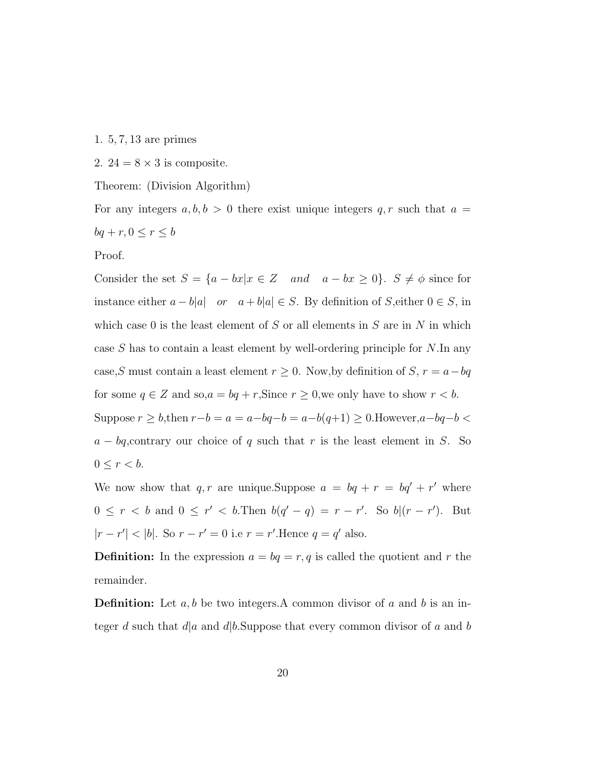1. $5, 7, 13$ are primes
2. $24 = 8 \times 3$ is composite.

Theorem: (Division Algorithm)

For any integers $a, b, b > 0$ there exist unique integers $q, r$ such that $a = bq + r, 0 \leq r \leq b$

Proof.

Consider the set $S = \{a - bx | x \in Z \quad and \quad a - bx \geq 0\}$. $S \neq \phi$ since for instance either $a - b|a| \quad or \quad a + b|a| \in S$. By definition of $S$,either $0 \in S$, in which case 0 is the least element of $S$ or all elements in $S$ are in $N$ in which case $S$ has to contain a least element by well-ordering principle for $N$.In any case,$S$ must contain a least element $r \geq 0$. Now,by definition of $S$, $r = a - bq$ for some $q \in Z$ and so,$a = bq + r$,Since $r \geq 0$,we only have to show $r < b$. Suppose $r \geq b$,then $r - b = a = a - bq - b = a - b(q+1) \geq 0$.However,$a - bq - b < a - bq$,contrary our choice of $q$ such that $r$ is the least element in $S$. So $0 \leq r < b$.

We now show that $q, r$ are unique.Suppose $a = bq + r = bq' + r'$ where $0 \leq r < b$ and $0 \leq r' < b$.Then $b(q' - q) = r - r'$. So $b|(r - r')$. But $|r - r'| < |b|$. So $r - r' = 0$ i.e $r = r'$.Hence $q = q'$ also.

**Definition:** In the expression $a = bq = r, q$ is called the quotient and $r$ the remainder.

**Definition:** Let $a, b$ be two integers.A common divisor of $a$ and $b$ is an integer $d$ such that $d|a$ and $d|b$.Suppose that every common divisor of $a$ and $b$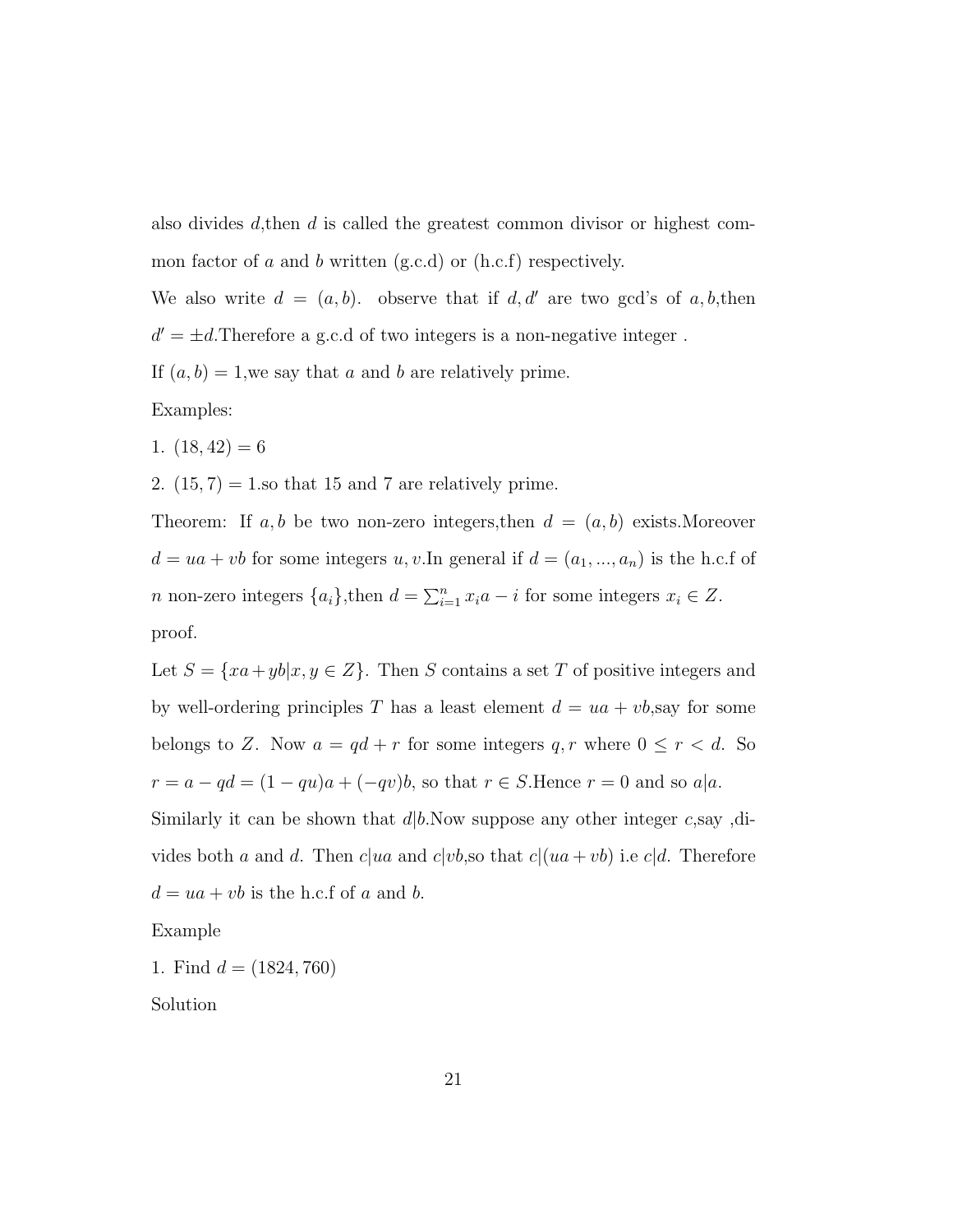also divides $d$,then $d$ is called the greatest common divisor or highest common factor of $a$ and $b$ written (g.c.d) or (h.c.f) respectively.

We also write $d = (a, b)$. observe that if $d, d'$ are two gcd's of $a, b$,then $d' = \pm d$.Therefore a g.c.d of two integers is a non-negative integer .

If $(a, b) = 1$,we say that $a$ and $b$ are relatively prime.

Examples:

1. $(18, 42) = 6$

2. $(15, 7) = 1$.so that 15 and 7 are relatively prime.

Theorem: If $a, b$ be two non-zero integers,then $d = (a, b)$ exists.Moreover $d = ua + vb$ for some integers $u, v$.In general if $d = (a_1, ..., a_n)$ is the h.c.f of $n$ non-zero integers $\{a_i\}$,then $d = \sum_{i=1}^{n} x_i a - i$ for some integers $x_i \in Z$.

proof.

Let $S = \{xa + yb | x, y \in Z\}$. Then $S$ contains a set $T$ of positive integers and by well-ordering principles $T$ has a least element $d = ua + vb$,say for some belongs to $Z$. Now $a = qd + r$ for some integers $q, r$ where $0 \leq r < d$. So $r = a - qd = (1 - qu)a + (-qv)b$, so that $r \in S$.Hence $r = 0$ and so $a|a$.

Similarly it can be shown that $d|b$.Now suppose any other integer $c$,say ,divides both $a$ and $d$. Then $c|ua$ and $c|vb$,so that $c|(ua + vb)$ i.e $c|d$. Therefore $d = ua + vb$ is the h.c.f of $a$ and $b$.

Example

1. Find $d = (1824, 760)$

Solution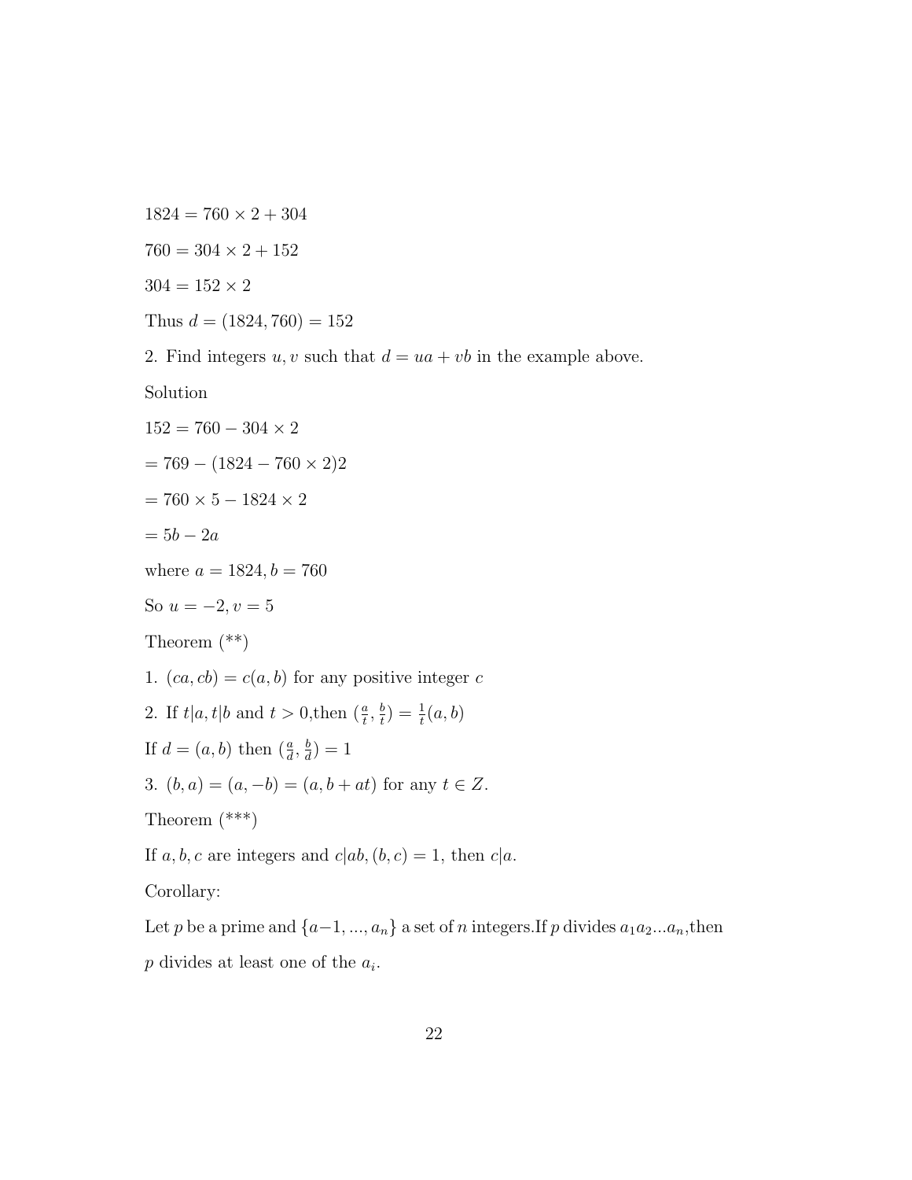$1824 = 760 \times 2 + 304$

$760 = 304 \times 2 + 152$

$304 = 152 \times 2$

Thus $d = (1824, 760) = 152$

2. Find integers $u, v$ such that $d = ua + vb$ in the example above.

Solution

$152 = 760 - 304 \times 2$

$= 769 - (1824 - 760 \times 2)2$

$= 760 \times 5 - 1824 \times 2$

$= 5b - 2a$

where $a = 1824, b = 760$

So $u = -2, v = 5$

Theorem (**)

1. $(ca, cb) = c(a, b)$ for any positive integer $c$

2. If $t|a, t|b$ and $t > 0$,then $(\frac{a}{t}, \frac{b}{t}) = \frac{1}{t}(a, b)$

If $d = (a, b)$ then $(\frac{a}{d}, \frac{b}{d}) = 1$

3. $(b, a) = (a, -b) = (a, b + at)$ for any $t \in Z$.

Theorem (***)

If $a, b, c$ are integers and $c|ab, (b, c) = 1$, then $c|a$.

Corollary:

Let $p$ be a prime and $\{a-1, ..., a_n\}$ a set of $n$ integers.If $p$ divides $a_1a_2...a_n$,then $p$ divides at least one of the $a_i$.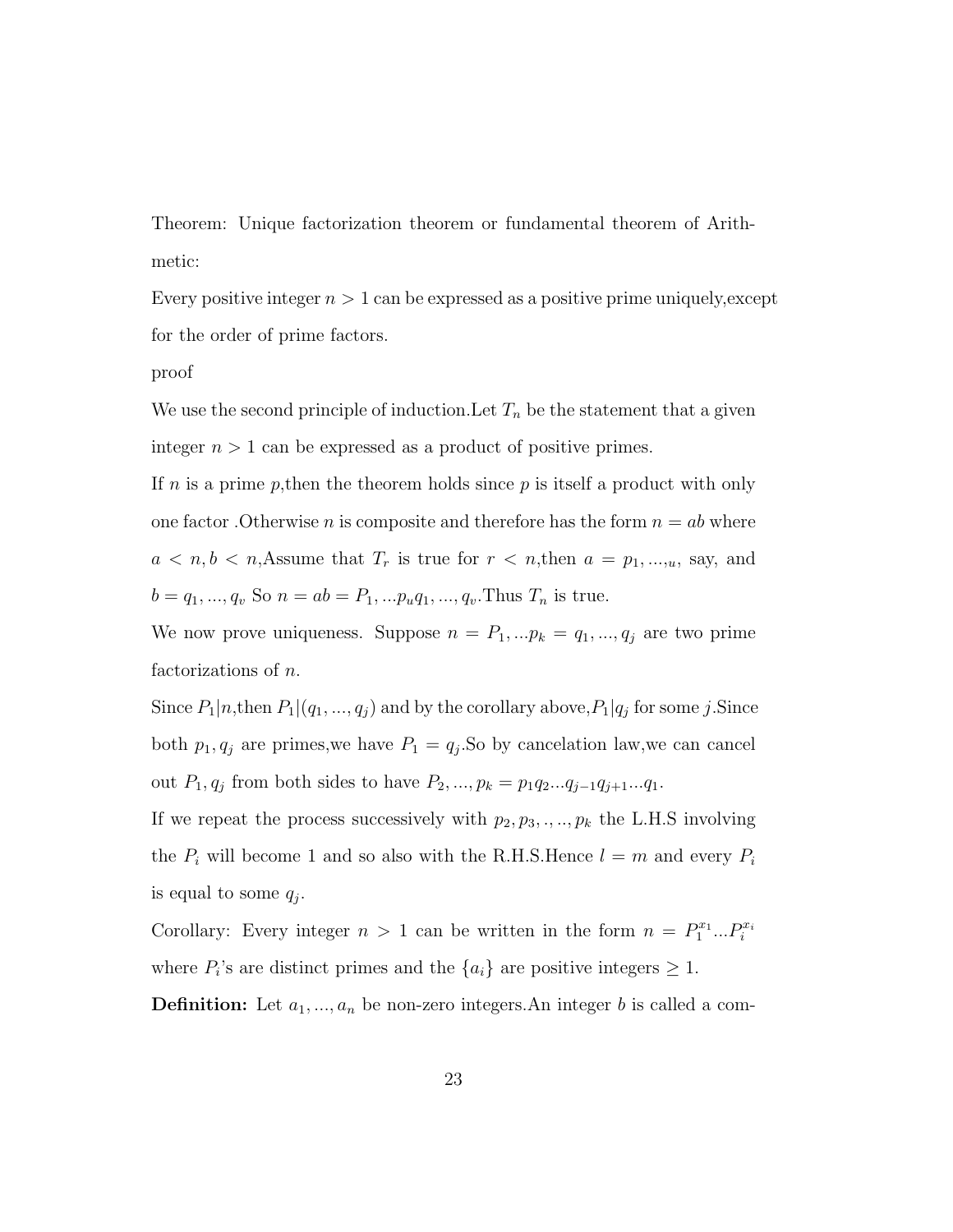Theorem: Unique factorization theorem or fundamental theorem of Arithmetic:

Every positive integer $n > 1$ can be expressed as a positive prime uniquely,except for the order of prime factors.

proof

We use the second principle of induction.Let $T_n$ be the statement that a given integer $n > 1$ can be expressed as a product of positive primes.

If $n$ is a prime $p$,then the theorem holds since $p$ is itself a product with only one factor .Otherwise $n$ is composite and therefore has the form $n = ab$ where $a < n, b < n$,Assume that $T_r$ is true for $r < n$,then $a = p_1, ..., _u$, say, and $b = q_1, ..., q_v$ So $n = ab = P_1, ...p_u q_1, ..., q_v$.Thus $T_n$ is true.

We now prove uniqueness. Suppose $n = P_1, ...p_k = q_1, ..., q_j$ are two prime factorizations of $n$.

Since $P_1 | n$,then $P_1 | (q_1, ..., q_j)$ and by the corollary above,$P_1 | q_j$ for some $j$.Since both $p_1, q_j$ are primes,we have $P_1 = q_j$.So by cancelation law,we can cancel out $P_1, q_j$ from both sides to have $P_2, ..., p_k = p_1 q_2 ... q_{j-1} q_{j+1} ... q_1$.

If we repeat the process successively with $p_2, p_3, ., .., p_k$ the L.H.S involving the $P_i$ will become 1 and so also with the R.H.S.Hence $l = m$ and every $P_i$ is equal to some $q_j$.

Corollary: Every integer $n > 1$ can be written in the form $n = P_1^{x_1} ... P_i^{x_i}$ where $P_i$'s are distinct primes and the $\{a_i\}$ are positive integers $\geq 1$.

**Definition:** Let $a_1, ..., a_n$ be non-zero integers.An integer $b$ is called a com-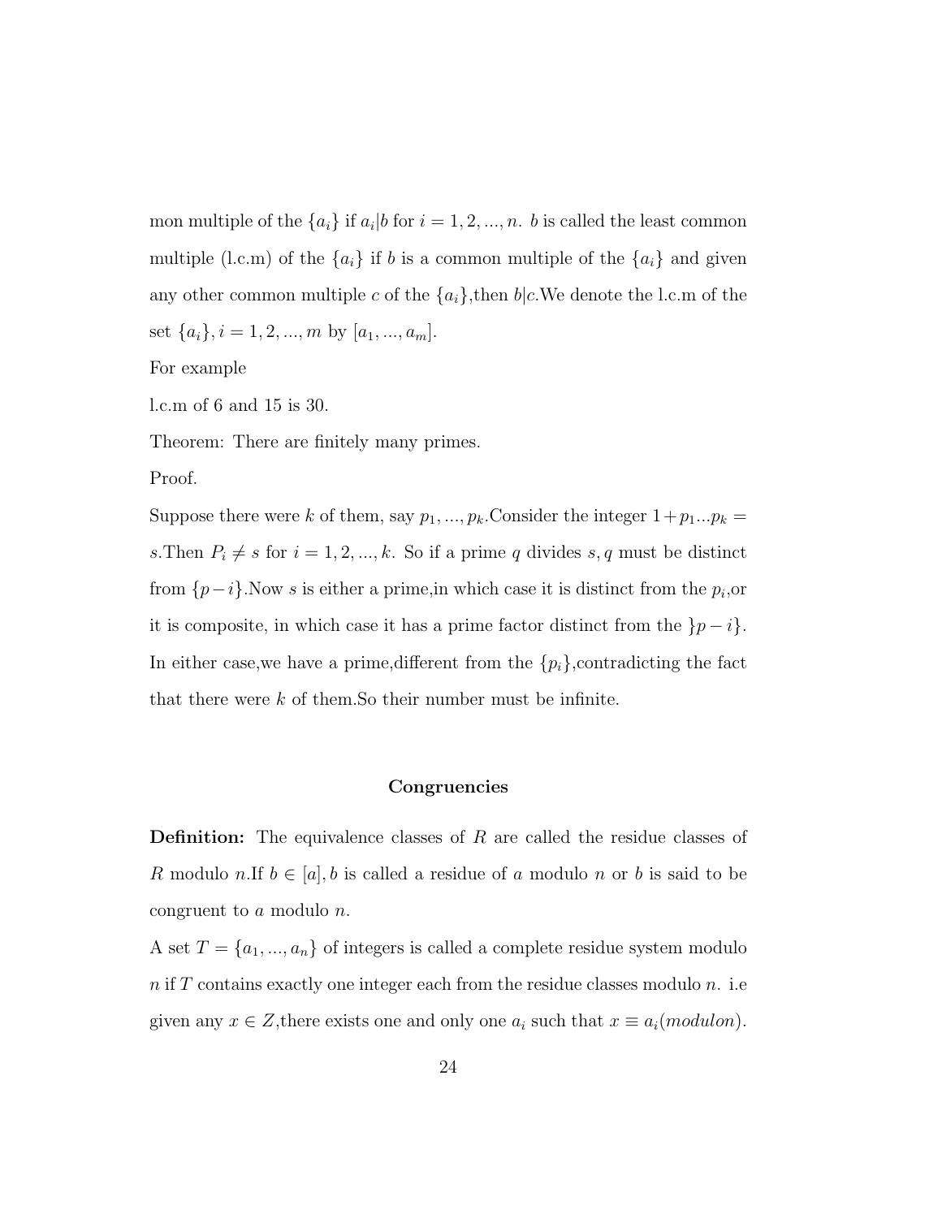mon multiple of the $\{a_i\}$ if $a_i|b$ for $i = 1, 2, ..., n$. $b$ is called the least common multiple (l.c.m) of the $\{a_i\}$ if $b$ is a common multiple of the $\{a_i\}$ and given any other common multiple $c$ of the $\{a_i\}$,then $b|c$.We denote the l.c.m of the set $\{a_i\}, i = 1, 2, ..., m$ by $[a_1, ..., a_m]$.

For example

l.c.m of 6 and 15 is 30.

Theorem: There are finitely many primes.

Proof.

Suppose there were $k$ of them, say $p_1, ..., p_k$.Consider the integer $1+p_1...p_k = s$.Then $P_i \neq s$ for $i = 1, 2, ..., k$. So if a prime $q$ divides $s, q$ must be distinct from $\{p-i\}$.Now $s$ is either a prime,in which case it is distinct from the $p_i$,or it is composite, in which case it has a prime factor distinct from the $\}p-i\}$. In either case,we have a prime,different from the $\{p_i\}$,contradicting the fact that there were $k$ of them.So their number must be infinite.

### Congruencies

**Definition:** The equivalence classes of $R$ are called the residue classes of $R$ modulo $n$.If $b \in [a], b$ is called a residue of $a$ modulo $n$ or $b$ is said to be congruent to $a$ modulo $n$.

A set $T = \{a_1, ..., a_n\}$ of integers is called a complete residue system modulo $n$ if $T$ contains exactly one integer each from the residue classes modulo $n$. i.e given any $x \in Z$,there exists one and only one $a_i$ such that $x \equiv a_i(modulon)$.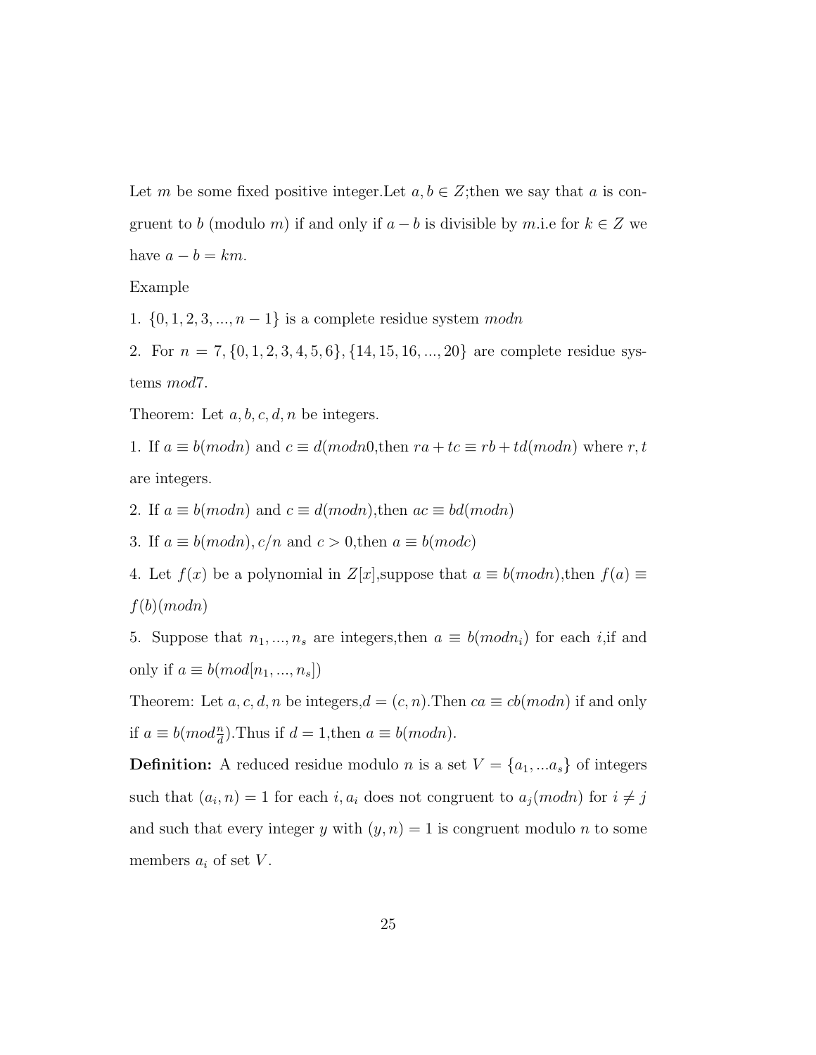Let $m$ be some fixed positive integer.Let $a, b \in Z$;then we say that $a$ is congruent to $b$ (modulo $m$) if and only if $a - b$ is divisible by $m$.i.e for $k \in Z$ we have $a - b = km$.

Example

1. $\{0, 1, 2, 3, ..., n - 1\}$ is a complete residue system $mod n$

2. For $n = 7, \{0, 1, 2, 3, 4, 5, 6\}, \{14, 15, 16, ..., 20\}$ are complete residue systems $mod 7$.

Theorem: Let $a, b, c, d, n$ be integers.

1. If $a \equiv b(mod n)$ and $c \equiv d(mod n0$,then $ra + tc \equiv rb + td(mod n)$ where $r, t$ are integers.

2. If $a \equiv b(mod n)$ and $c \equiv d(mod n)$,then $ac \equiv bd(mod n)$

3. If $a \equiv b(mod n), c/n$ and $c > 0$,then $a \equiv b(mod c)$

4. Let $f(x)$ be a polynomial in $Z[x]$,suppose that $a \equiv b(mod n)$,then $f(a) \equiv f(b)(mod n)$

5. Suppose that $n_1, ..., n_s$ are integers,then $a \equiv b(mod n_i)$ for each $i$,if and only if $a \equiv b(mod[n_1, ..., n_s])$

Theorem: Let $a, c, d, n$ be integers,$d = (c, n)$.Then $ca \equiv cb(mod n)$ if and only if $a \equiv b(mod \frac{n}{d})$.Thus if $d = 1$,then $a \equiv b(mod n)$.

**Definition:** A reduced residue modulo $n$ is a set $V = \{a_1, ...a_s\}$ of integers such that $(a_i, n) = 1$ for each $i, a_i$ does not congruent to $a_j(mod n)$ for $i \neq j$ and such that every integer $y$ with $(y, n) = 1$ is congruent modulo $n$ to some members $a_i$ of set $V$.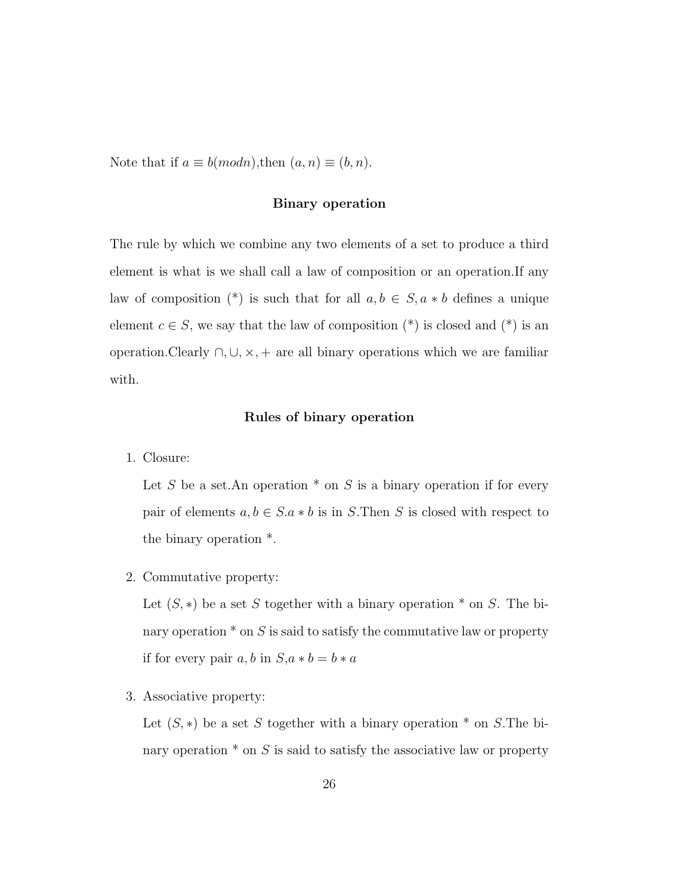Note that if $a \equiv b(mod n)$,then $(a, n) \equiv (b, n)$.

### Binary operation

The rule by which we combine any two elements of a set to produce a third element is what is we shall call a law of composition or an operation.If any law of composition (*) is such that for all $a, b \in S, a * b$ defines a unique element $c \in S$, we say that the law of composition (*) is closed and (*) is an operation.Clearly $\cap, \cup, \times, +$ are all binary operations which we are familiar with.

### Rules of binary operation

1. Closure:

   Let $S$ be a set.An operation * on $S$ is a binary operation if for every pair of elements $a, b \in S.a * b$ is in $S$.Then $S$ is closed with respect to the binary operation *.

2. Commutative property:

   Let $(S, *)$ be a set $S$ together with a binary operation * on $S$. The binary operation * on $S$ is said to satisfy the commutative law or property if for every pair $a, b$ in $S$,$a * b = b * a$

3. Associative property:

   Let $(S, *)$ be a set $S$ together with a binary operation * on $S$.The binary operation * on $S$ is said to satisfy the associative law or property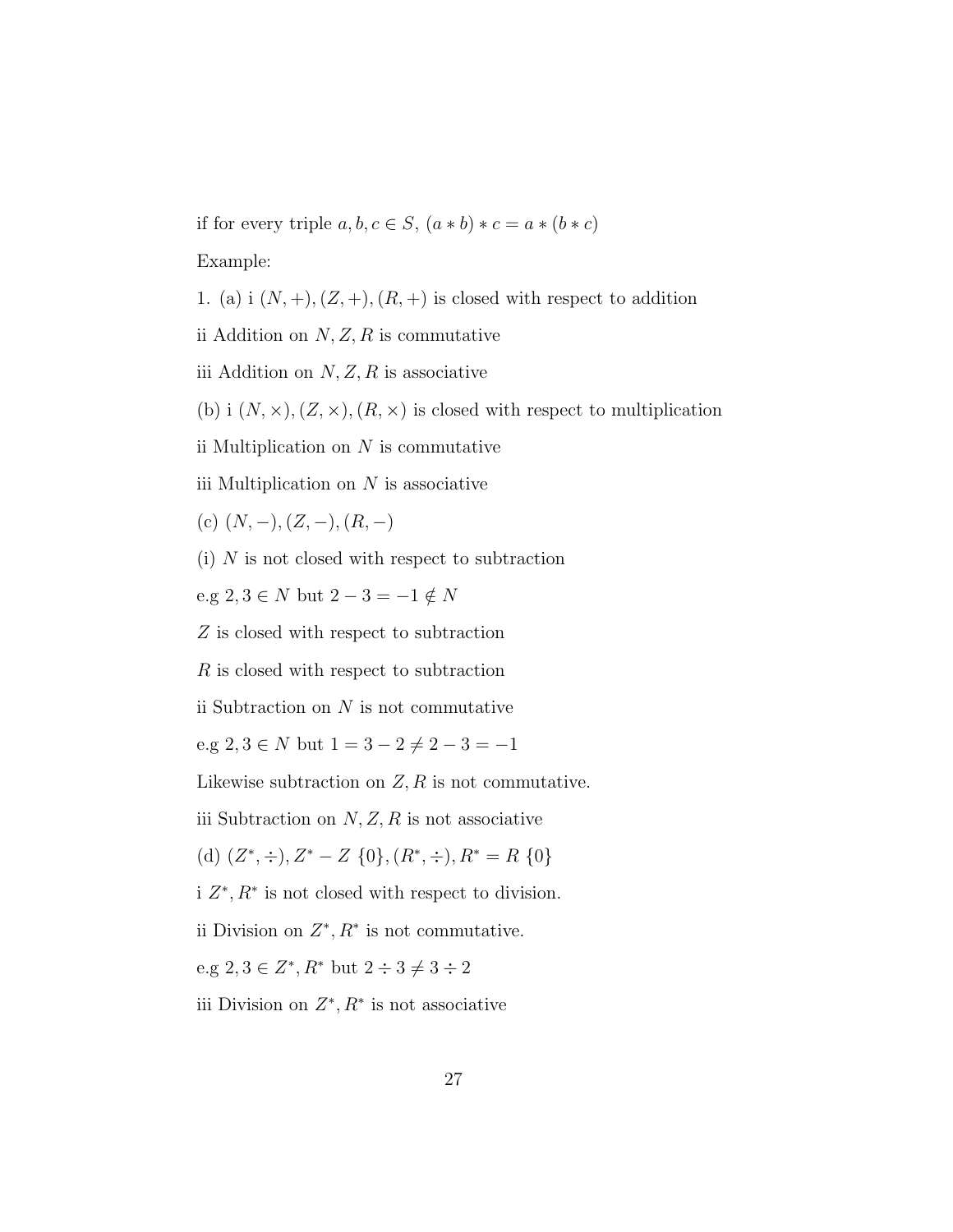if for every triple $a, b, c \in S$, $(a * b) * c = a * (b * c)$

Example:

1. (a) i $(N, +), (Z, +), (R, +)$ is closed with respect to addition

ii Addition on $N, Z, R$ is commutative

iii Addition on $N, Z, R$ is associative

(b) i $(N, \times), (Z, \times), (R, \times)$ is closed with respect to multiplication

ii Multiplication on $N$ is commutative

iii Multiplication on $N$ is associative

(c) $(N, -), (Z, -), (R, -)$

(i) $N$ is not closed with respect to subtraction

e.g $2, 3 \in N$ but $2 - 3 = -1 \notin N$

$Z$ is closed with respect to subtraction

$R$ is closed with respect to subtraction

ii Subtraction on $N$ is not commutative

e.g $2, 3 \in N$ but $1 = 3 - 2 \neq 2 - 3 = -1$

Likewise subtraction on $Z, R$ is not commutative.

iii Subtraction on $N, Z, R$ is not associative

(d) $(Z^*, \div), Z^* - Z\ \{0\}, (R^*, \div), R^* = R\ \{0\}$

i $Z^*, R^*$ is not closed with respect to division.

ii Division on $Z^*, R^*$ is not commutative.

e.g $2, 3 \in Z^*, R^*$ but $2 \div 3 \neq 3 \div 2$

iii Division on $Z^*, R^*$ is not associative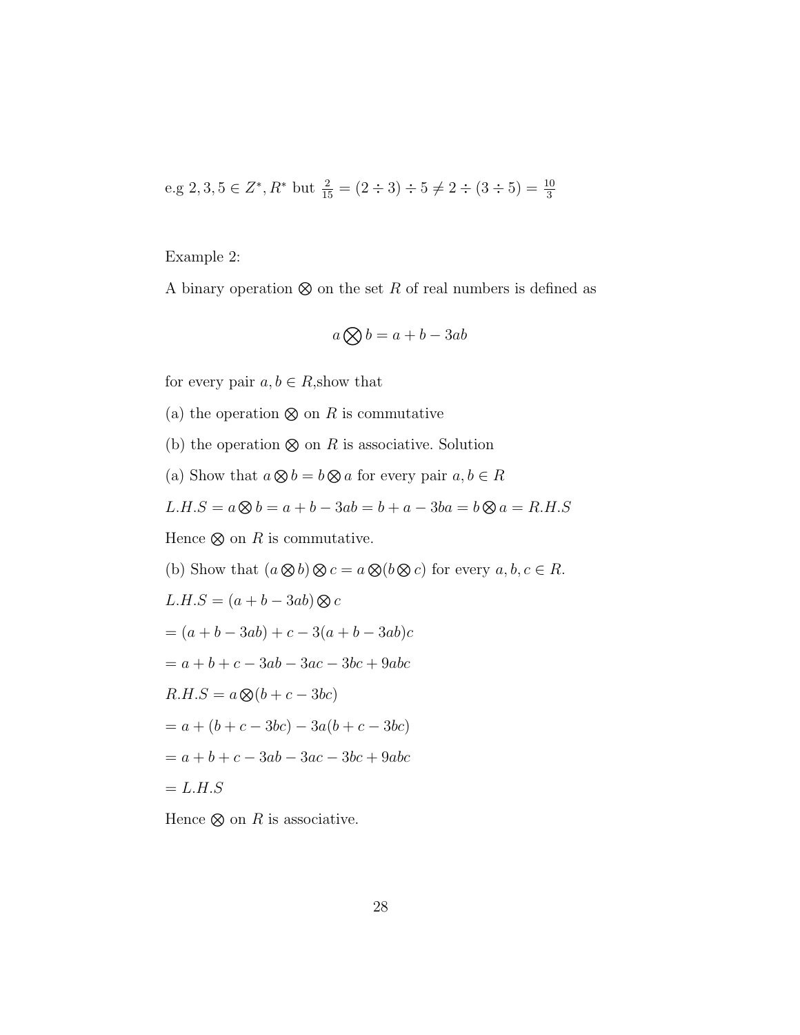e.g $2, 3, 5 \in Z^*, R^*$ but $\frac{2}{15} = (2 \div 3) \div 5 \neq 2 \div (3 \div 5) = \frac{10}{3}$

Example 2:

A binary operation $\bigotimes$ on the set $R$ of real numbers is defined as

$$a \bigotimes b = a + b - 3ab$$

for every pair $a, b \in R$,show that

(a) the operation $\otimes$ on $R$ is commutative

(b) the operation $\otimes$ on $R$ is associative. Solution

(a) Show that $a \otimes b = b \otimes a$ for every pair $a, b \in R$

$L.H.S = a \otimes b = a + b - 3ab = b + a - 3ba = b \otimes a = R.H.S$

Hence $\otimes$ on $R$ is commutative.

(b) Show that $(a \otimes b) \otimes c = a \otimes (b \otimes c)$ for every $a, b, c \in R$.

$L.H.S = (a + b - 3ab) \otimes c$

$= (a + b - 3ab) + c - 3(a + b - 3ab)c$

$= a + b + c - 3ab - 3ac - 3bc + 9abc$

$R.H.S = a \bigotimes (b + c - 3bc)$

$= a + (b + c - 3bc) - 3a(b + c - 3bc)$

$= a + b + c - 3ab - 3ac - 3bc + 9abc$

$= L.H.S$

Hence $\otimes$ on $R$ is associative.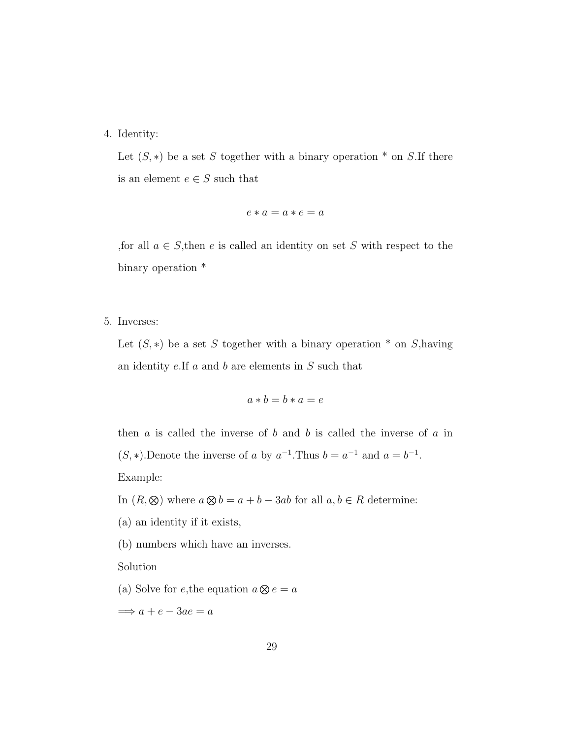4. Identity:

   Let $(S, *)$ be a set $S$ together with a binary operation * on $S$.If there is an element $e \in S$ such that

   $$e * a = a * e = a$$

   ,for all $a \in S$,then $e$ is called an identity on set $S$ with respect to the binary operation *

5. Inverses:

   Let $(S, *)$ be a set $S$ together with a binary operation * on $S$,having an identity $e$.If $a$ and $b$ are elements in $S$ such that

   $$a * b = b * a = e$$

   then $a$ is called the inverse of $b$ and $b$ is called the inverse of $a$ in $(S, *)$.Denote the inverse of $a$ by $a^{-1}$.Thus $b = a^{-1}$ and $a = b^{-1}$.

   Example:

   In $(R, \bigotimes)$ where $a \bigotimes b = a + b - 3ab$ for all $a, b \in R$ determine:

   (a) an identity if it exists,

   (b) numbers which have an inverses.

   Solution

   (a) Solve for $e$,the equation $a \bigotimes e = a$

   $\implies a + e - 3ae = a$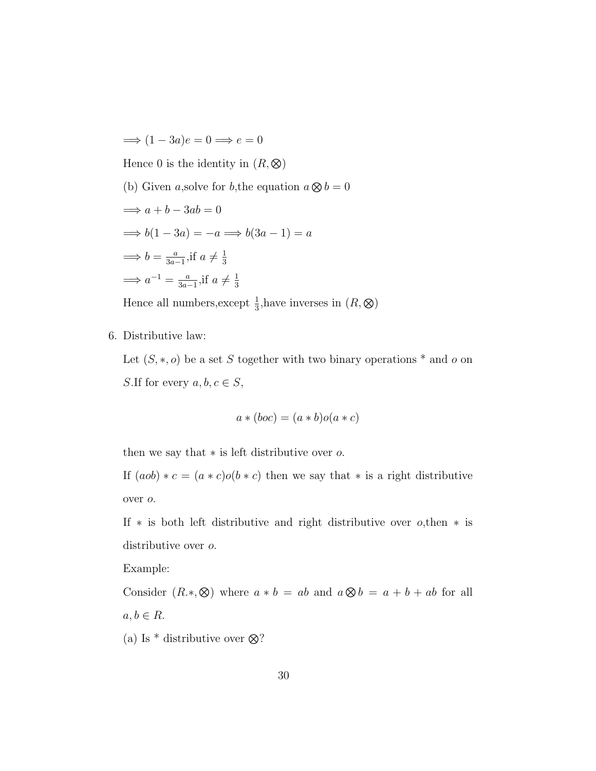$\implies (1-3a)e = 0 \implies e = 0$

Hence 0 is the identity in $(R, \bigotimes)$

(b) Given $a$,solve for $b$,the equation $a \bigotimes b = 0$

$\implies a + b - 3ab = 0$

$\implies b(1-3a) = -a \implies b(3a-1) = a$

$\implies b = \frac{a}{3a-1}$,if $a \neq \frac{1}{3}$

$\implies a^{-1} = \frac{a}{3a-1}$,if $a \neq \frac{1}{3}$

Hence all numbers,except $\frac{1}{3}$,have inverses in $(R, \bigotimes)$

6. Distributive law:

   Let $(S, *, o)$ be a set $S$ together with two binary operations * and $o$ on $S$.If for every $a, b, c \in S$,

   $$a * (boc) = (a * b)o(a * c)$$

   then we say that $*$ is left distributive over $o$.

   If $(aob) * c = (a * c)o(b * c)$ then we say that $*$ is a right distributive over $o$.

   If $*$ is both left distributive and right distributive over $o$,then $*$ is distributive over $o$.

   Example:

   Consider $(R.*, \bigotimes)$ where $a * b = ab$ and $a \bigotimes b = a + b + ab$ for all $a, b \in R$.

   (a) Is * distributive over $\bigotimes$?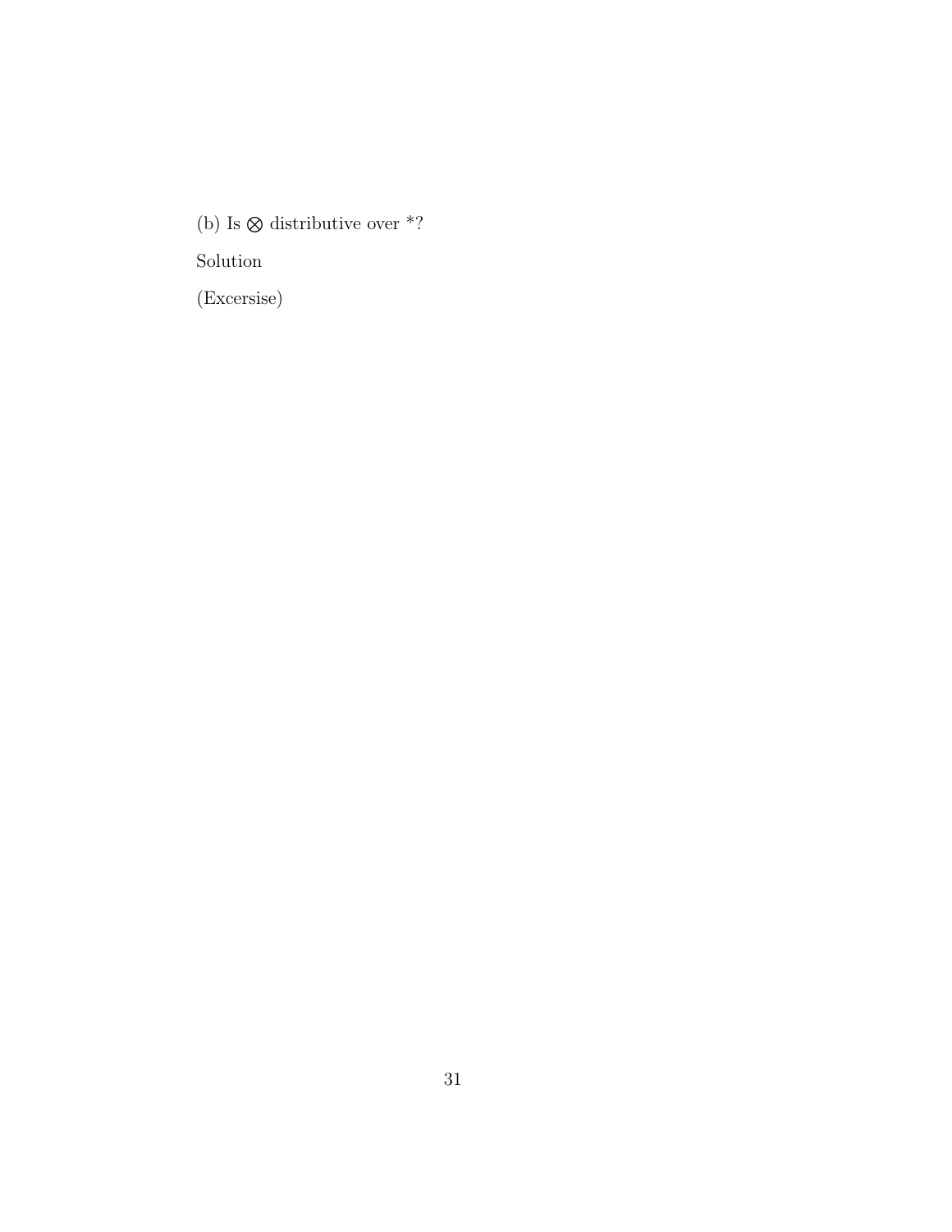(b) Is $\otimes$ distributive over $*$?

Solution

(Excersise)